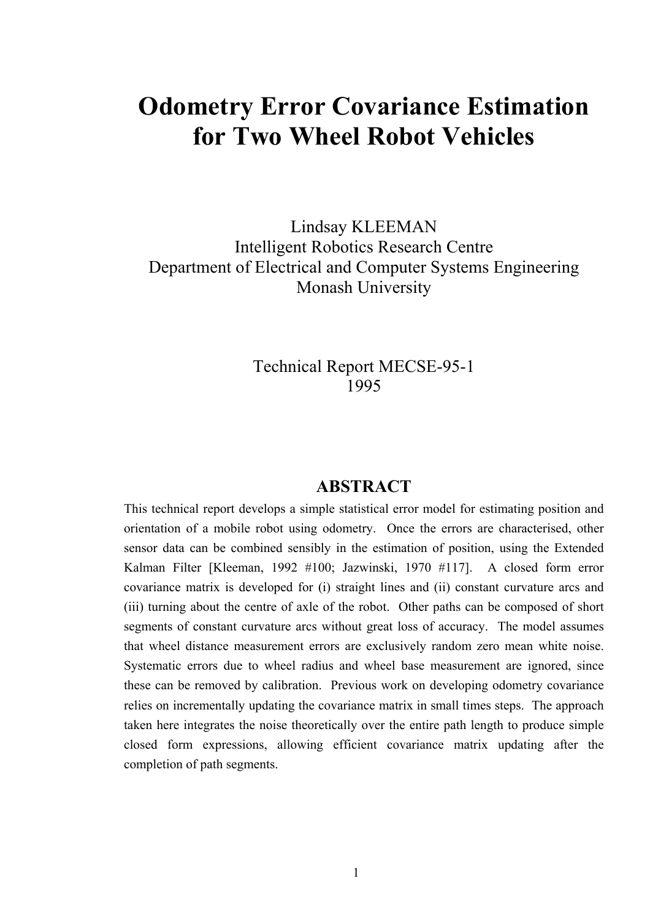# Odometry Error Covariance Estimation for Two Wheel Robot Vehicles

Lindsay KLEEMAN
Intelligent Robotics Research Centre
Department of Electrical and Computer Systems Engineering
Monash University

Technical Report MECSE-95-1
1995

## ABSTRACT

This technical report develops a simple statistical error model for estimating position and orientation of a mobile robot using odometry. Once the errors are characterised, other sensor data can be combined sensibly in the estimation of position, using the Extended Kalman Filter [Kleeman, 1992 #100; Jazwinski, 1970 #117]. A closed form error covariance matrix is developed for (i) straight lines and (ii) constant curvature arcs and (iii) turning about the centre of axle of the robot. Other paths can be composed of short segments of constant curvature arcs without great loss of accuracy. The model assumes that wheel distance measurement errors are exclusively random zero mean white noise. Systematic errors due to wheel radius and wheel base measurement are ignored, since these can be removed by calibration. Previous work on developing odometry covariance relies on incrementally updating the covariance matrix in small times steps. The approach taken here integrates the noise theoretically over the entire path length to produce simple closed form expressions, allowing efficient covariance matrix updating after the completion of path segments.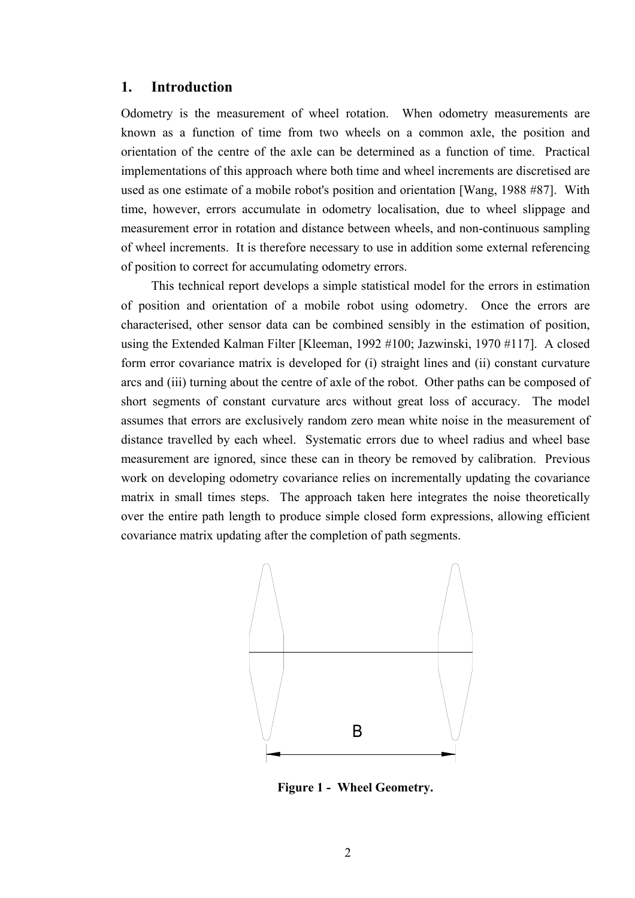## 1. Introduction

Odometry is the measurement of wheel rotation. When odometry measurements are known as a function of time from two wheels on a common axle, the position and orientation of the centre of the axle can be determined as a function of time. Practical implementations of this approach where both time and wheel increments are discretised are used as one estimate of a mobile robot's position and orientation [Wang, 1988 #87]. With time, however, errors accumulate in odometry localisation, due to wheel slippage and measurement error in rotation and distance between wheels, and non-continuous sampling of wheel increments. It is therefore necessary to use in addition some external referencing of position to correct for accumulating odometry errors.

This technical report develops a simple statistical model for the errors in estimation of position and orientation of a mobile robot using odometry. Once the errors are characterised, other sensor data can be combined sensibly in the estimation of position, using the Extended Kalman Filter [Kleeman, 1992 #100; Jazwinski, 1970 #117]. A closed form error covariance matrix is developed for (i) straight lines and (ii) constant curvature arcs and (iii) turning about the centre of axle of the robot. Other paths can be composed of short segments of constant curvature arcs without great loss of accuracy. The model assumes that errors are exclusively random zero mean white noise in the measurement of distance travelled by each wheel. Systematic errors due to wheel radius and wheel base measurement are ignored, since these can in theory be removed by calibration. Previous work on developing odometry covariance relies on incrementally updating the covariance matrix in small times steps. The approach taken here integrates the noise theoretically over the entire path length to produce simple closed form expressions, allowing efficient covariance matrix updating after the completion of path segments.

B

**Figure 1 - Wheel Geometry.**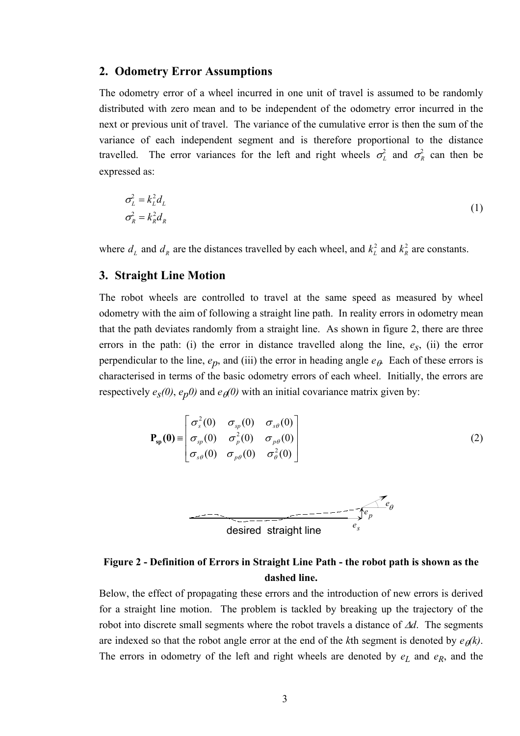## 2. Odometry Error Assumptions

The odometry error of a wheel incurred in one unit of travel is assumed to be randomly distributed with zero mean and to be independent of the odometry error incurred in the next or previous unit of travel. The variance of the cumulative error is then the sum of the variance of each independent segment and is therefore proportional to the distance travelled. The error variances for the left and right wheels $\sigma_L^2$ and $\sigma_R^2$ can then be expressed as:

$$
\begin{aligned}
\sigma_L^2 &= k_L^2 d_L \\
\sigma_R^2 &= k_R^2 d_R
\end{aligned}
\tag{1}
$$

where $d_L$ and $d_R$ are the distances travelled by each wheel, and $k_L^2$ and $k_R^2$ are constants.

## 3. Straight Line Motion

The robot wheels are controlled to travel at the same speed as measured by wheel odometry with the aim of following a straight line path. In reality errors in odometry mean that the path deviates randomly from a straight line. As shown in figure 2, there are three errors in the path: (i) the error in distance travelled along the line, $e_s$, (ii) the error perpendicular to the line, $e_p$, and (iii) the error in heading angle $e_\theta$. Each of these errors is characterised in terms of the basic odometry errors of each wheel. Initially, the errors are respectively $e_s(0)$, $e_p0)$ and $e_\theta(0)$ with an initial covariance matrix given by:

$$
\mathbf{P_{sp}(0)} \equiv \begin{bmatrix} \sigma_s^2(0) & \sigma_{sp}(0) & \sigma_{s\theta}(0) \\ \sigma_{sp}(0) & \sigma_p^2(0) & \sigma_{p\theta}(0) \\ \sigma_{s\theta}(0) & \sigma_{p\theta}(0) & \sigma_\theta^2(0) \end{bmatrix}
\tag{2}
$$

desired straight line

**Figure 2 - Definition of Errors in Straight Line Path - the robot path is shown as the dashed line.**

Below, the effect of propagating these errors and the introduction of new errors is derived for a straight line motion. The problem is tackled by breaking up the trajectory of the robot into discrete small segments where the robot travels a distance of $\Delta d$. The segments are indexed so that the robot angle error at the end of the $k$th segment is denoted by $e_\theta(k)$. The errors in odometry of the left and right wheels are denoted by $e_L$ and $e_R$, and the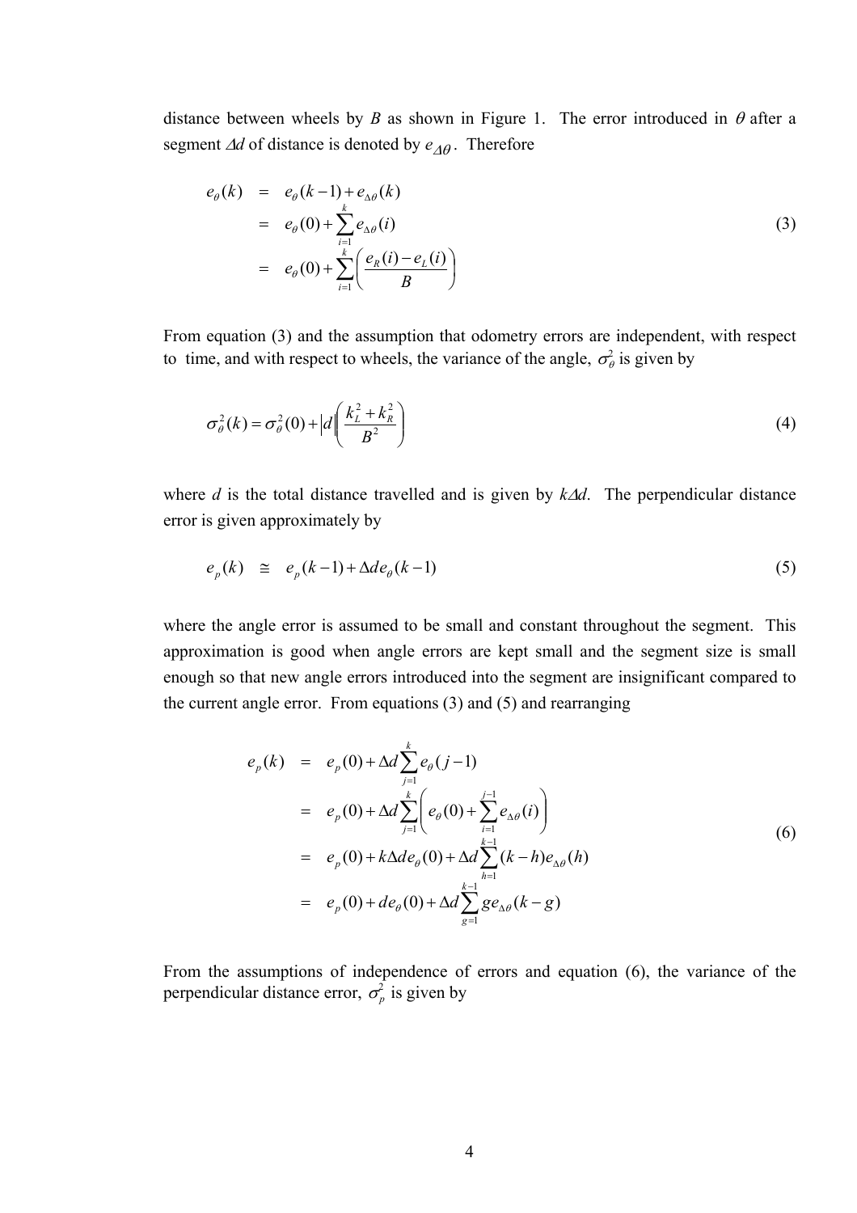distance between wheels by $B$ as shown in Figure 1. The error introduced in $\theta$ after a segment $\Delta d$ of distance is denoted by $e_{\Delta\theta}$. Therefore

$$
\begin{aligned}
e_\theta(k) &= e_\theta(k-1) + e_{\Delta\theta}(k) \\
&= e_\theta(0) + \sum_{i=1}^{k} e_{\Delta\theta}(i) \\
&= e_\theta(0) + \sum_{i=1}^{k} \left( \frac{e_R(i) - e_L(i)}{B} \right)
\end{aligned}
\tag{3}
$$

From equation (3) and the assumption that odometry errors are independent, with respect to time, and with respect to wheels, the variance of the angle, $\sigma_\theta^2$ is given by

$$
\sigma_\theta^2(k) = \sigma_\theta^2(0) + |d| \left( \frac{k_L^2 + k_R^2}{B^2} \right)
\tag{4}
$$

where $d$ is the total distance travelled and is given by $k\Delta d$. The perpendicular distance error is given approximately by

$$
e_p(k) \cong e_p(k-1) + \Delta d e_\theta(k-1)
\tag{5}
$$

where the angle error is assumed to be small and constant throughout the segment. This approximation is good when angle errors are kept small and the segment size is small enough so that new angle errors introduced into the segment are insignificant compared to the current angle error. From equations (3) and (5) and rearranging

$$
\begin{aligned}
e_p(k) &= e_p(0) + \Delta d \sum_{j=1}^{k} e_\theta(j-1) \\
&= e_p(0) + \Delta d \sum_{j=1}^{k} \left( e_\theta(0) + \sum_{i=1}^{j-1} e_{\Delta\theta}(i) \right) \\
&= e_p(0) + k\Delta d e_\theta(0) + \Delta d \sum_{h=1}^{k-1} (k-h) e_{\Delta\theta}(h) \\
&= e_p(0) + d e_\theta(0) + \Delta d \sum_{g=1}^{k-1} g e_{\Delta\theta}(k-g)
\end{aligned}
\tag{6}
$$

From the assumptions of independence of errors and equation (6), the variance of the perpendicular distance error, $\sigma_p^2$ is given by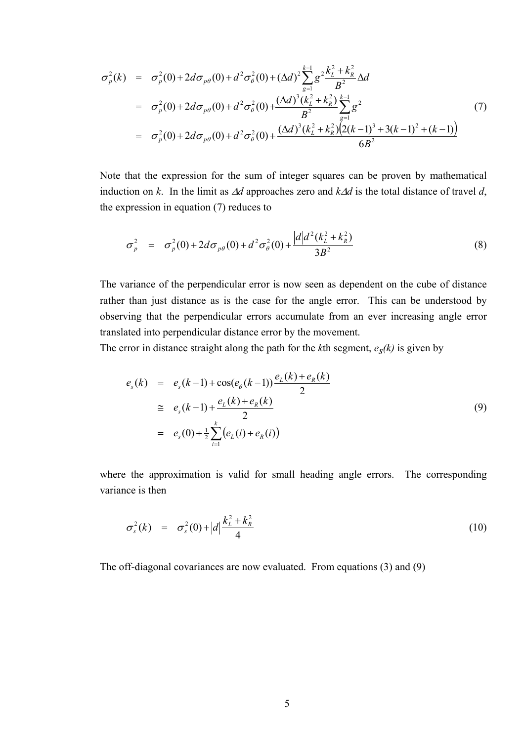$$
\begin{aligned}
\sigma_p^2(k) &= \sigma_p^2(0) + 2d\sigma_{p\theta}(0) + d^2\sigma_\theta^2(0) + (\Delta d)^2 \sum_{g=1}^{k-1} g^2 \frac{k_L^2 + k_R^2}{B^2}\Delta d \\
&= \sigma_p^2(0) + 2d\sigma_{p\theta}(0) + d^2\sigma_\theta^2(0) + \frac{(\Delta d)^3 (k_L^2 + k_R^2)}{B^2} \sum_{g=1}^{k-1} g^2 \\
&= \sigma_p^2(0) + 2d\sigma_{p\theta}(0) + d^2\sigma_\theta^2(0) + \frac{(\Delta d)^3 (k_L^2 + k_R^2)\left(2(k-1)^3 + 3(k-1)^2 + (k-1)\right)}{6B^2}
\end{aligned}
\tag{7}
$$

Note that the expression for the sum of integer squares can be proven by mathematical induction on $k$. In the limit as $\Delta d$ approaches zero and $k\Delta d$ is the total distance of travel $d$, the expression in equation (7) reduces to

$$
\sigma_p^2 = \sigma_p^2(0) + 2d\sigma_{p\theta}(0) + d^2\sigma_\theta^2(0) + \frac{|d| d^2 (k_L^2 + k_R^2)}{3B^2}
\tag{8}
$$

The variance of the perpendicular error is now seen as dependent on the cube of distance rather than just distance as is the case for the angle error. This can be understood by observing that the perpendicular errors accumulate from an ever increasing angle error translated into perpendicular distance error by the movement.

The error in distance straight along the path for the $k$th segment, $e_s(k)$ is given by

$$
\begin{aligned}
e_s(k) &= e_s(k-1) + \cos(e_\theta(k-1)) \frac{e_L(k) + e_R(k)}{2} \\
&\cong e_s(k-1) + \frac{e_L(k) + e_R(k)}{2} \\
&= e_s(0) + \tfrac{1}{2} \sum_{i=1}^{k} \left(e_L(i) + e_R(i)\right)
\end{aligned}
\tag{9}
$$

where the approximation is valid for small heading angle errors. The corresponding variance is then

$$
\sigma_s^2(k) = \sigma_s^2(0) + |d| \frac{k_L^2 + k_R^2}{4}
\tag{10}
$$

The off-diagonal covariances are now evaluated. From equations (3) and (9)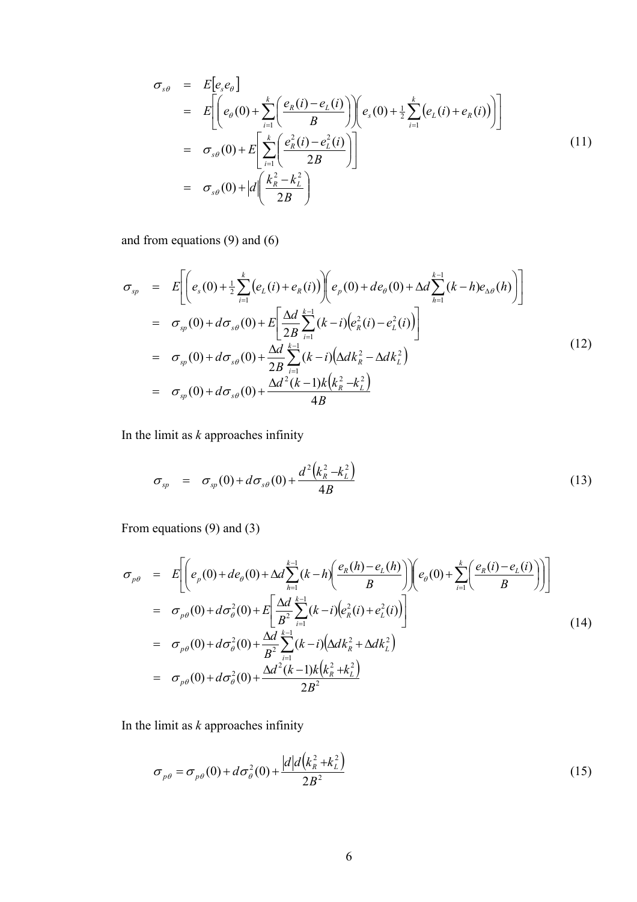$$
\begin{aligned}
\sigma_{s\theta} &= E[e_s e_\theta] \\
&= E\left[\left(e_\theta(0) + \sum_{i=1}^{k}\left(\frac{e_R(i) - e_L(i)}{B}\right)\right)\left(e_s(0) + \tfrac{1}{2}\sum_{i=1}^{k}\left(e_L(i) + e_R(i)\right)\right)\right] \\
&= \sigma_{s\theta}(0) + E\left[\sum_{i=1}^{k}\left(\frac{e_R^2(i) - e_L^2(i)}{2B}\right)\right] \\
&= \sigma_{s\theta}(0) + |d|\left(\frac{k_R^2 - k_L^2}{2B}\right)
\end{aligned}
\tag{11}
$$

and from equations (9) and (6)

$$
\begin{aligned}
\sigma_{sp} &= E\left[\left(e_s(0) + \tfrac{1}{2}\sum_{i=1}^{k}\left(e_L(i) + e_R(i)\right)\right)\left(e_p(0) + d e_\theta(0) + \Delta d \sum_{h=1}^{k-1}(k-h) e_{\Delta\theta}(h)\right)\right] \\
&= \sigma_{sp}(0) + d\sigma_{s\theta}(0) + E\left[\frac{\Delta d}{2B}\sum_{i=1}^{k-1}(k-i)\left(e_R^2(i) - e_L^2(i)\right)\right] \\
&= \sigma_{sp}(0) + d\sigma_{s\theta}(0) + \frac{\Delta d}{2B}\sum_{i=1}^{k-1}(k-i)\left(\Delta d k_R^2 - \Delta d k_L^2\right) \\
&= \sigma_{sp}(0) + d\sigma_{s\theta}(0) + \frac{\Delta d^2 (k-1)k\left(k_R^2 - k_L^2\right)}{4B}
\end{aligned}
\tag{12}
$$

In the limit as $k$ approaches infinity

$$
\sigma_{sp} = \sigma_{sp}(0) + d\sigma_{s\theta}(0) + \frac{d^2\left(k_R^2 - k_L^2\right)}{4B}
\tag{13}
$$

From equations (9) and (3)

$$
\begin{aligned}
\sigma_{p\theta} &= E\left[\left(e_p(0) + d e_\theta(0) + \Delta d \sum_{h=1}^{k-1}(k-h)\left(\frac{e_R(h) - e_L(h)}{B}\right)\right)\left(e_\theta(0) + \sum_{i=1}^{k}\left(\frac{e_R(i) - e_L(i)}{B}\right)\right)\right] \\
&= \sigma_{p\theta}(0) + d\sigma_\theta^2(0) + E\left[\frac{\Delta d}{B^2}\sum_{i=1}^{k-1}(k-i)\left(e_R^2(i) + e_L^2(i)\right)\right] \\
&= \sigma_{p\theta}(0) + d\sigma_\theta^2(0) + \frac{\Delta d}{B^2}\sum_{i=1}^{k-1}(k-i)\left(\Delta d k_R^2 + \Delta d k_L^2\right) \\
&= \sigma_{p\theta}(0) + d\sigma_\theta^2(0) + \frac{\Delta d^2 (k-1)k\left(k_R^2 + k_L^2\right)}{2B^2}
\end{aligned}
\tag{14}
$$

In the limit as $k$ approaches infinity

$$
\sigma_{p\theta} = \sigma_{p\theta}(0) + d\sigma_\theta^2(0) + \frac{|d| d\left(k_R^2 + k_L^2\right)}{2B^2}
\tag{15}
$$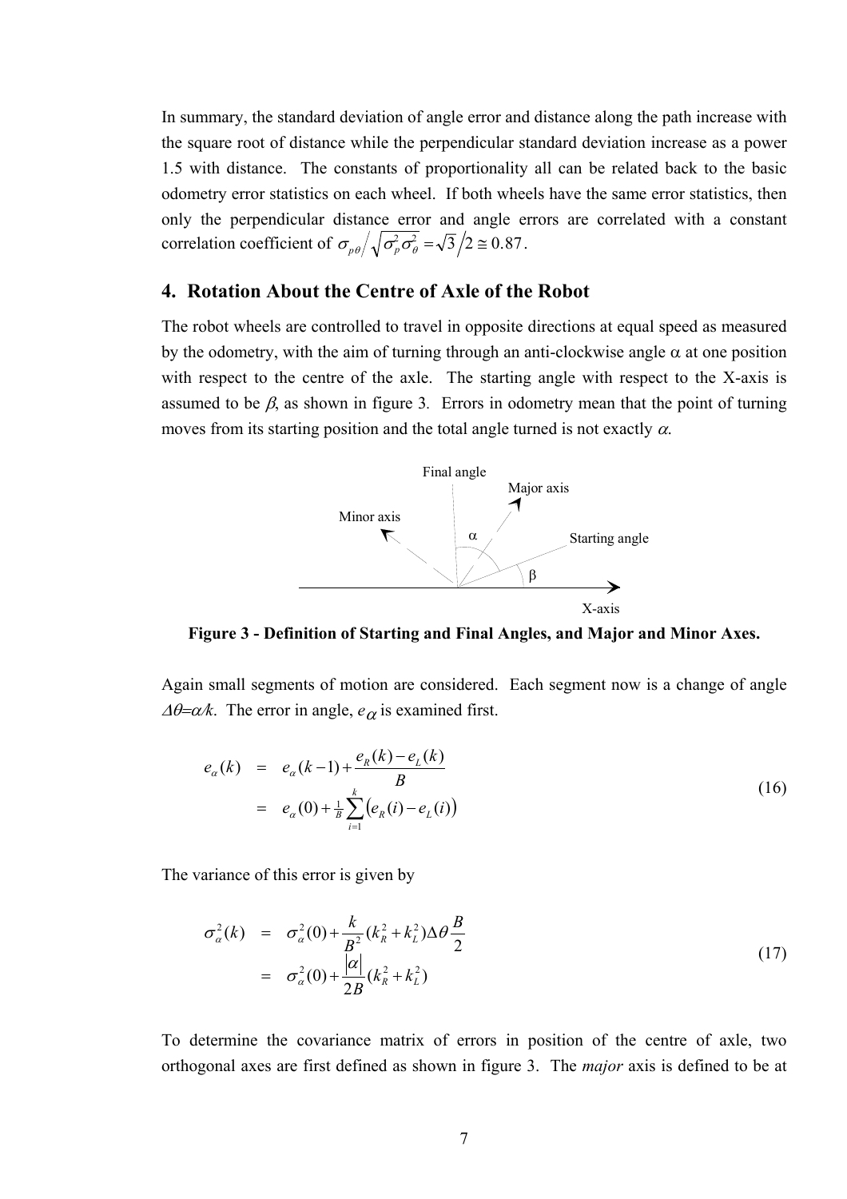In summary, the standard deviation of angle error and distance along the path increase with the square root of distance while the perpendicular standard deviation increase as a power 1.5 with distance. The constants of proportionality all can be related back to the basic odometry error statistics on each wheel. If both wheels have the same error statistics, then only the perpendicular distance error and angle errors are correlated with a constant correlation coefficient of $\sigma_{p\theta} \big/ \sqrt{\sigma_p^2 \sigma_\theta^2} = \sqrt{3} \big/ 2 \cong 0.87$.

## 4. Rotation About the Centre of Axle of the Robot

The robot wheels are controlled to travel in opposite directions at equal speed as measured by the odometry, with the aim of turning through an anti-clockwise angle $\alpha$ at one position with respect to the centre of the axle. The starting angle with respect to the X-axis is assumed to be $\beta$, as shown in figure 3. Errors in odometry mean that the point of turning moves from its starting position and the total angle turned is not exactly $\alpha$.

**Figure 3 - Definition of Starting and Final Angles, and Major and Minor Axes.**

Again small segments of motion are considered. Each segment now is a change of angle $\Delta\theta = \alpha/k$. The error in angle, $e_\alpha$ is examined first.

$$
\begin{aligned}
e_\alpha(k) &= e_\alpha(k-1) + \frac{e_R(k) - e_L(k)}{B} \\
&= e_\alpha(0) + \tfrac{1}{B} \sum_{i=1}^{k} \left( e_R(i) - e_L(i) \right)
\end{aligned}
\tag{16}
$$

The variance of this error is given by

$$
\begin{aligned}
\sigma_\alpha^2(k) &= \sigma_\alpha^2(0) + \frac{k}{B^2}(k_R^2 + k_L^2)\Delta\theta \frac{B}{2} \\
&= \sigma_\alpha^2(0) + \frac{|\alpha|}{2B}(k_R^2 + k_L^2)
\end{aligned}
\tag{17}
$$

To determine the covariance matrix of errors in position of the centre of axle, two orthogonal axes are first defined as shown in figure 3. The *major* axis is defined to be at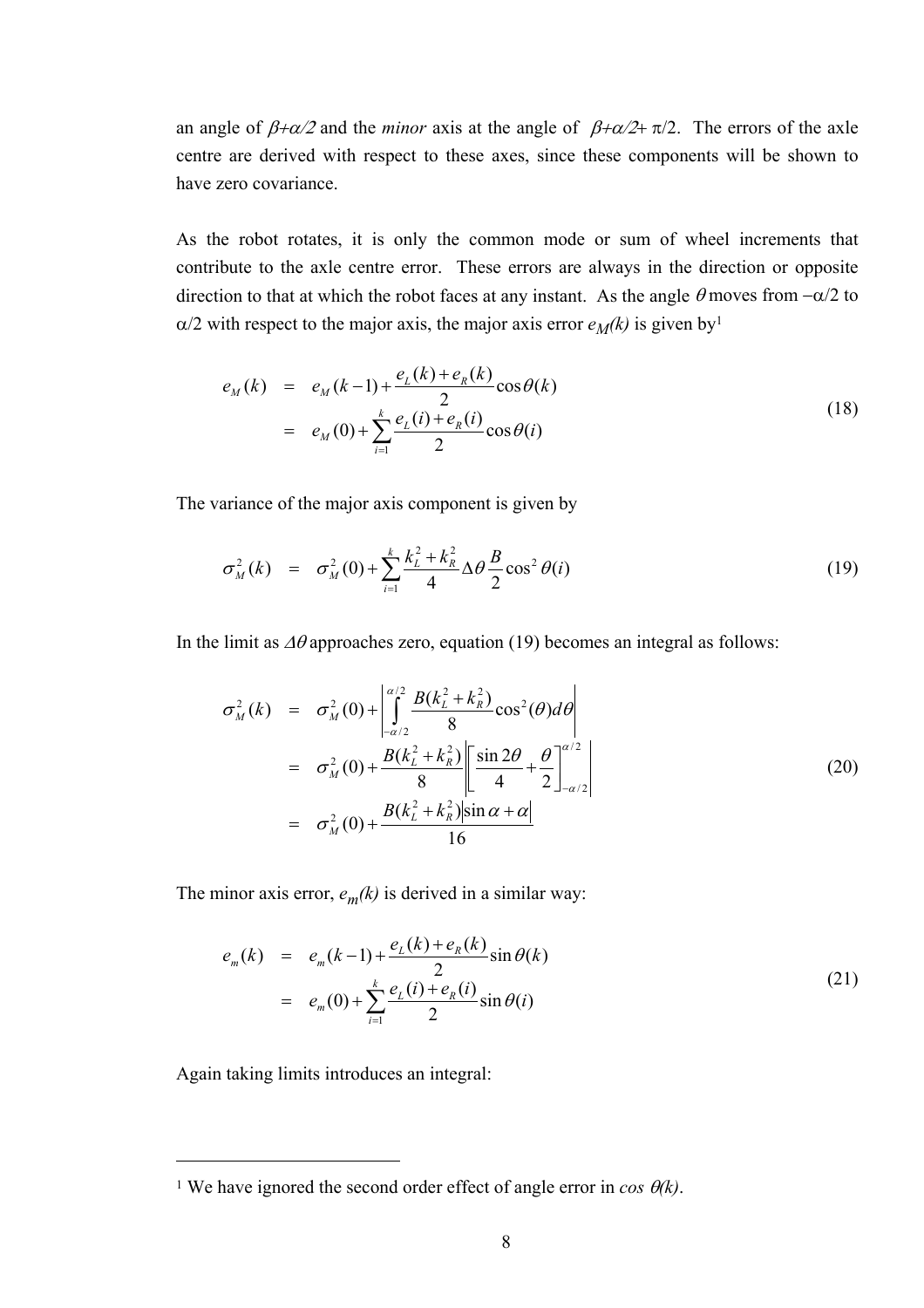an angle of $\beta+\alpha/2$ and the *minor* axis at the angle of $\beta+\alpha/2+\pi/2$. The errors of the axle centre are derived with respect to these axes, since these components will be shown to have zero covariance.

As the robot rotates, it is only the common mode or sum of wheel increments that contribute to the axle centre error. These errors are always in the direction or opposite direction to that at which the robot faces at any instant. As the angle $\theta$ moves from $-\alpha/2$ to $\alpha/2$ with respect to the major axis, the major axis error $e_M(k)$ is given by[1]

$$
\begin{aligned}
e_M(k) &= e_M(k-1) + \frac{e_L(k)+e_R(k)}{2}\cos\theta(k) \\
&= e_M(0) + \sum_{i=1}^{k} \frac{e_L(i)+e_R(i)}{2}\cos\theta(i)
\end{aligned}
\tag{18}
$$

The variance of the major axis component is given by

$$
\sigma_M^2(k) = \sigma_M^2(0) + \sum_{i=1}^{k} \frac{k_L^2+k_R^2}{4}\Delta\theta\frac{B}{2}\cos^2\theta(i)
\tag{19}
$$

In the limit as $\Delta\theta$ approaches zero, equation (19) becomes an integral as follows:

$$
\begin{aligned}
\sigma_M^2(k) &= \sigma_M^2(0) + \left| \int_{-\alpha/2}^{\alpha/2} \frac{B(k_L^2+k_R^2)}{8}\cos^2(\theta)d\theta \right| \\
&= \sigma_M^2(0) + \frac{B(k_L^2+k_R^2)}{8}\left| \left[ \frac{\sin 2\theta}{4} + \frac{\theta}{2} \right]_{-\alpha/2}^{\alpha/2} \right| \\
&= \sigma_M^2(0) + \frac{B(k_L^2+k_R^2)\left|\sin\alpha+\alpha\right|}{16}
\end{aligned}
\tag{20}
$$

The minor axis error, $e_m(k)$ is derived in a similar way:

$$
\begin{aligned}
e_m(k) &= e_m(k-1) + \frac{e_L(k)+e_R(k)}{2}\sin\theta(k) \\
&= e_m(0) + \sum_{i=1}^{k} \frac{e_L(i)+e_R(i)}{2}\sin\theta(i)
\end{aligned}
\tag{21}
$$

Again taking limits introduces an integral:

---

[1] We have ignored the second order effect of angle error in $\cos\theta(k)$.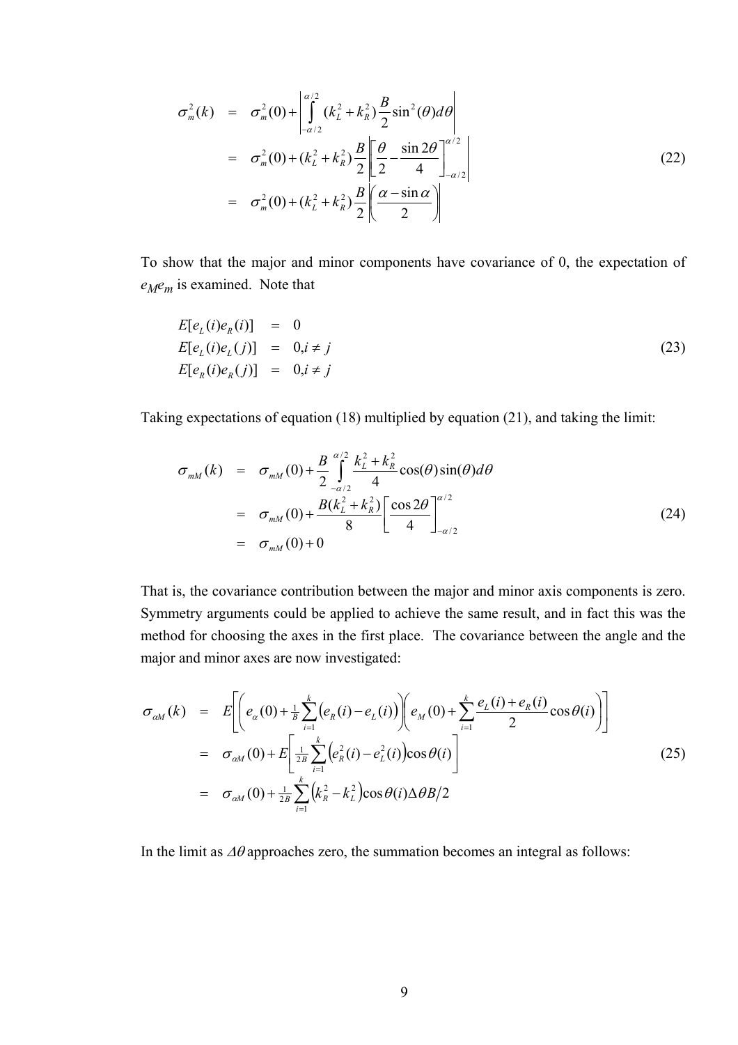$$
\begin{aligned}
\sigma_m^2(k) &= \sigma_m^2(0) + \left| \int_{-\alpha/2}^{\alpha/2} (k_L^2 + k_R^2) \frac{B}{2} \sin^2(\theta) d\theta \right| \\
&= \sigma_m^2(0) + (k_L^2 + k_R^2) \frac{B}{2} \left| \left[ \frac{\theta}{2} - \frac{\sin 2\theta}{4} \right]_{-\alpha/2}^{\alpha/2} \right| \\
&= \sigma_m^2(0) + (k_L^2 + k_R^2) \frac{B}{2} \left| \left( \frac{\alpha - \sin\alpha}{2} \right) \right|
\end{aligned} \tag{22}
$$

To show that the major and minor components have covariance of 0, the expectation of $e_M e_m$ is examined. Note that

$$
\begin{aligned}
E[e_L(i) e_R(i)] &= 0 \\
E[e_L(i) e_L(j)] &= 0, i \neq j \\
E[e_R(i) e_R(j)] &= 0, i \neq j
\end{aligned} \tag{23}
$$

Taking expectations of equation (18) multiplied by equation (21), and taking the limit:

$$
\begin{aligned}
\sigma_{mM}(k) &= \sigma_{mM}(0) + \frac{B}{2} \int_{-\alpha/2}^{\alpha/2} \frac{k_L^2 + k_R^2}{4} \cos(\theta) \sin(\theta) d\theta \\
&= \sigma_{mM}(0) + \frac{B(k_L^2 + k_R^2)}{8} \left[ \frac{\cos 2\theta}{4} \right]_{-\alpha/2}^{\alpha/2} \\
&= \sigma_{mM}(0) + 0
\end{aligned} \tag{24}
$$

That is, the covariance contribution between the major and minor axis components is zero. Symmetry arguments could be applied to achieve the same result, and in fact this was the method for choosing the axes in the first place. The covariance between the angle and the major and minor axes are now investigated:

$$
\begin{aligned}
\sigma_{\alpha M}(k) &= E\left[ \left( e_\alpha(0) + \tfrac{1}{B} \sum_{i=1}^{k} \left( e_R(i) - e_L(i) \right) \right) \left( e_M(0) + \sum_{i=1}^{k} \frac{e_L(i) + e_R(i)}{2} \cos\theta(i) \right) \right] \\
&= \sigma_{\alpha M}(0) + E\left[ \tfrac{1}{2B} \sum_{i=1}^{k} \left( e_R^2(i) - e_L^2(i) \right) \cos\theta(i) \right] \\
&= \sigma_{\alpha M}(0) + \tfrac{1}{2B} \sum_{i=1}^{k} \left( k_R^2 - k_L^2 \right) \cos\theta(i) \Delta\theta B / 2
\end{aligned} \tag{25}
$$

In the limit as $\Delta\theta$ approaches zero, the summation becomes an integral as follows: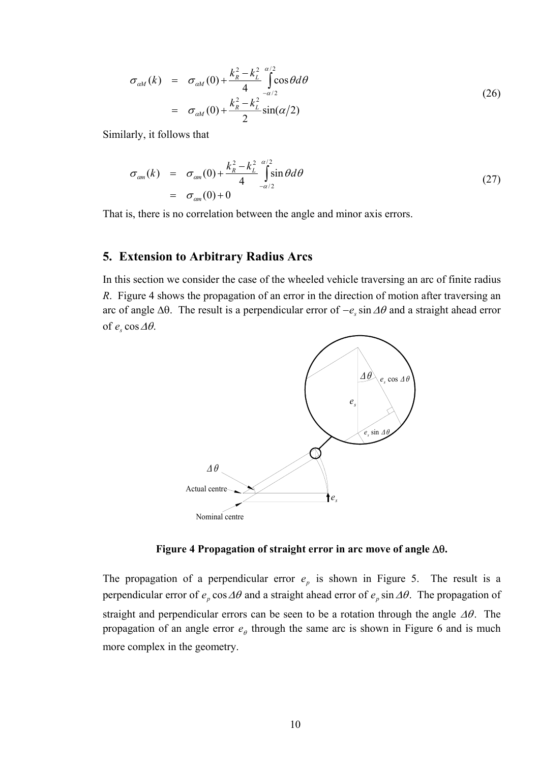$$
\begin{aligned}
\sigma_{\alpha M}(k) &= \sigma_{\alpha M}(0) + \frac{k_R^2 - k_L^2}{4} \int_{-\alpha/2}^{\alpha/2} \cos\theta d\theta \\
&= \sigma_{\alpha M}(0) + \frac{k_R^2 - k_L^2}{2} \sin(\alpha/2)
\end{aligned}
\tag{26}
$$

Similarly, it follows that

$$
\begin{aligned}
\sigma_{\alpha m}(k) &= \sigma_{\alpha m}(0) + \frac{k_R^2 - k_L^2}{4} \int_{-\alpha/2}^{\alpha/2} \sin\theta d\theta \\
&= \sigma_{\alpha m}(0) + 0
\end{aligned}
\tag{27}
$$

That is, there is no correlation between the angle and minor axis errors.

## 5. Extension to Arbitrary Radius Arcs

In this section we consider the case of the wheeled vehicle traversing an arc of finite radius $R$. Figure 4 shows the propagation of an error in the direction of motion after traversing an arc of angle $\Delta\theta$. The result is a perpendicular error of $-e_s \sin\Delta\theta$ and a straight ahead error of $e_s \cos\Delta\theta$.

**Figure 4 Propagation of straight error in arc move of angle $\Delta\theta$.**

The propagation of a perpendicular error $e_p$ is shown in Figure 5. The result is a perpendicular error of $e_p \cos\Delta\theta$ and a straight ahead error of $e_p \sin\Delta\theta$. The propagation of straight and perpendicular errors can be seen to be a rotation through the angle $\Delta\theta$. The propagation of an angle error $e_\theta$ through the same arc is shown in Figure 6 and is much more complex in the geometry.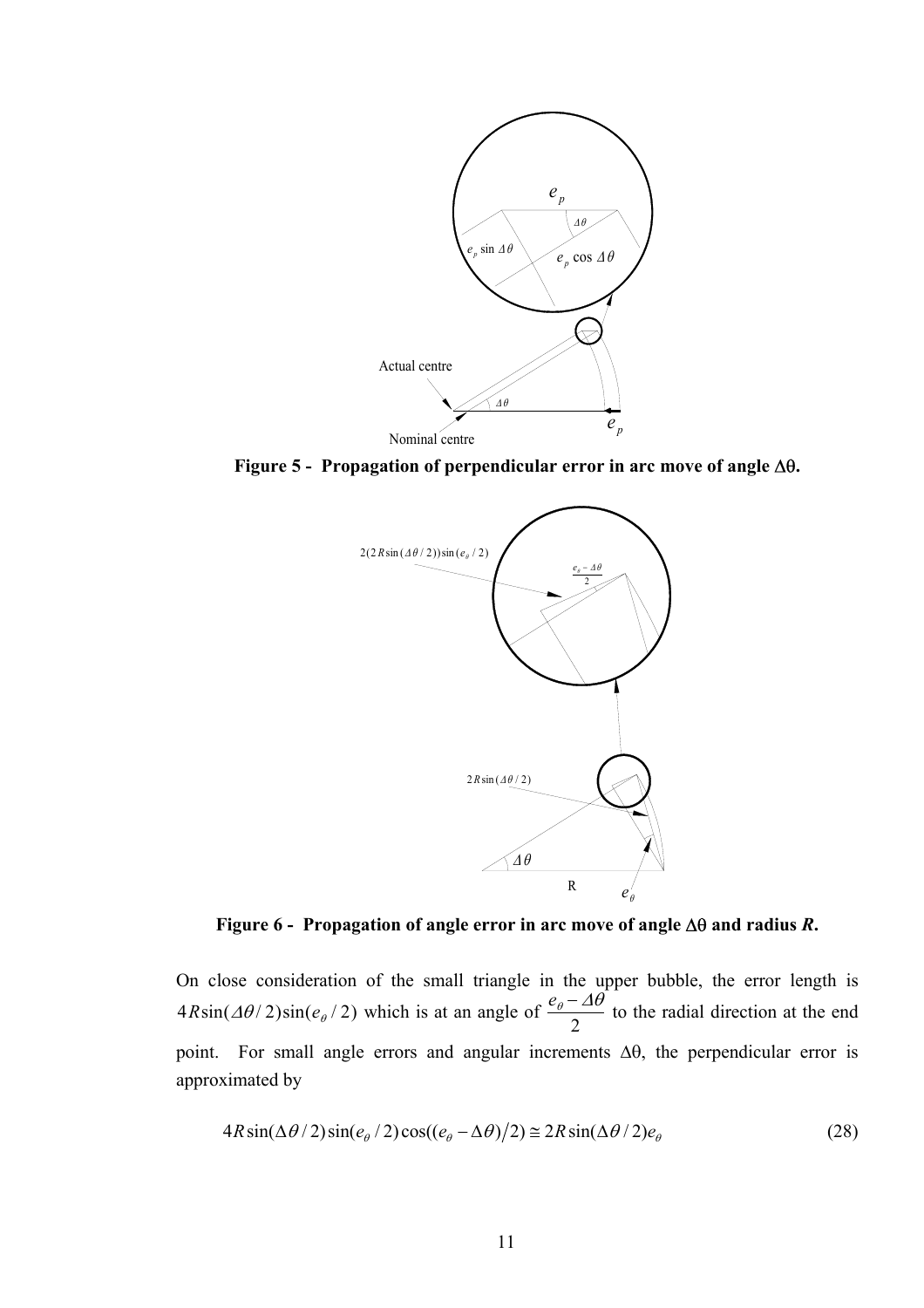**Figure 5 - Propagation of perpendicular error in arc move of angle Δθ.**

**Figure 6 - Propagation of angle error in arc move of angle Δθ and radius *R*.**

On close consideration of the small triangle in the upper bubble, the error length is $4R\sin(\Delta\theta/2)\sin(e_\theta/2)$ which is at an angle of $\dfrac{e_\theta - \Delta\theta}{2}$ to the radial direction at the end point. For small angle errors and angular increments Δθ, the perpendicular error is approximated by

$$4R\sin(\Delta\theta/2)\sin(e_\theta/2)\cos((e_\theta - \Delta\theta)/2) \cong 2R\sin(\Delta\theta/2)e_\theta \tag{28}$$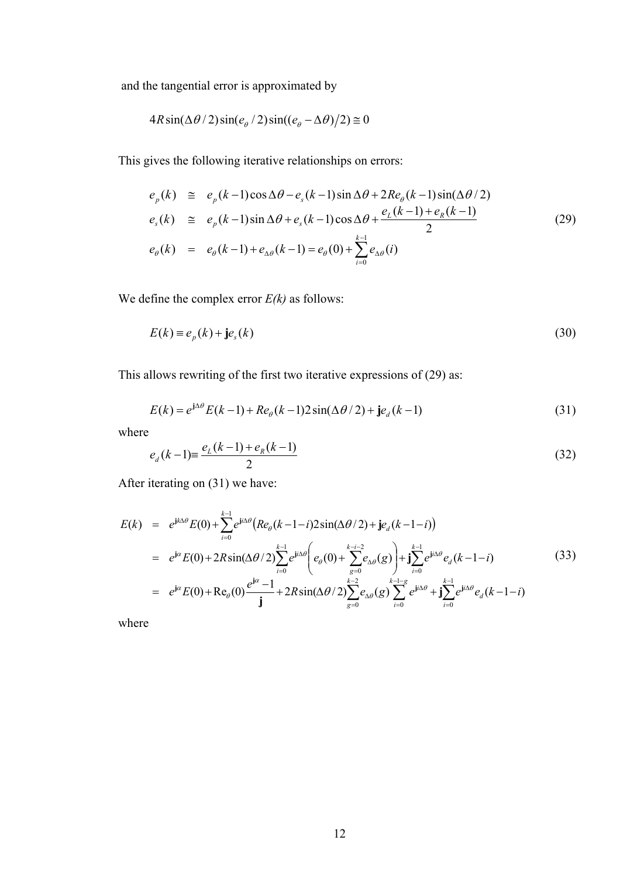and the tangential error is approximated by

$$4R\sin(\Delta\theta/2)\sin(e_\theta/2)\sin((e_\theta-\Delta\theta)/2)\cong 0$$

This gives the following iterative relationships on errors:

$$
\begin{aligned}
e_p(k) &\cong e_p(k-1)\cos\Delta\theta - e_s(k-1)\sin\Delta\theta + 2Re_\theta(k-1)\sin(\Delta\theta/2) \\
e_s(k) &\cong e_p(k-1)\sin\Delta\theta + e_s(k-1)\cos\Delta\theta + \frac{e_L(k-1)+e_R(k-1)}{2} \\
e_\theta(k) &= e_\theta(k-1) + e_{\Delta\theta}(k-1) = e_\theta(0) + \sum_{i=0}^{k-1} e_{\Delta\theta}(i)
\end{aligned}
\tag{29}
$$

We define the complex error $E(k)$ as follows:

$$E(k) \equiv e_p(k) + \mathbf{j}e_s(k) \tag{30}$$

This allows rewriting of the first two iterative expressions of (29) as:

$$E(k) = e^{\mathbf{j}\Delta\theta}E(k-1) + Re_\theta(k-1)2\sin(\Delta\theta/2) + \mathbf{j}e_d(k-1) \tag{31}$$

where

$$e_d(k-1) \equiv \frac{e_L(k-1)+e_R(k-1)}{2} \tag{32}$$

After iterating on (31) we have:

$$
\begin{aligned}
E(k) &= e^{\mathbf{j}k\Delta\theta}E(0) + \sum_{i=0}^{k-1} e^{\mathbf{j}i\Delta\theta}\left(Re_\theta(k-1-i)2\sin(\Delta\theta/2) + \mathbf{j}e_d(k-1-i)\right) \\
&= e^{\mathbf{j}\alpha}E(0) + 2R\sin(\Delta\theta/2)\sum_{i=0}^{k-1} e^{\mathbf{j}i\Delta\theta}\left(e_\theta(0) + \sum_{g=0}^{k-i-2} e_{\Delta\theta}(g)\right) + \mathbf{j}\sum_{i=0}^{k-1} e^{\mathbf{j}i\Delta\theta}e_d(k-1-i) \\
&= e^{\mathbf{j}\alpha}E(0) + \mathrm{R}e_\theta(0)\frac{e^{\mathbf{j}\alpha}-1}{\mathbf{j}} + 2R\sin(\Delta\theta/2)\sum_{g=0}^{k-2} e_{\Delta\theta}(g)\sum_{i=0}^{k-1-g} e^{\mathbf{j}i\Delta\theta} + \mathbf{j}\sum_{i=0}^{k-1} e^{\mathbf{j}i\Delta\theta}e_d(k-1-i)
\end{aligned}
\tag{33}
$$

where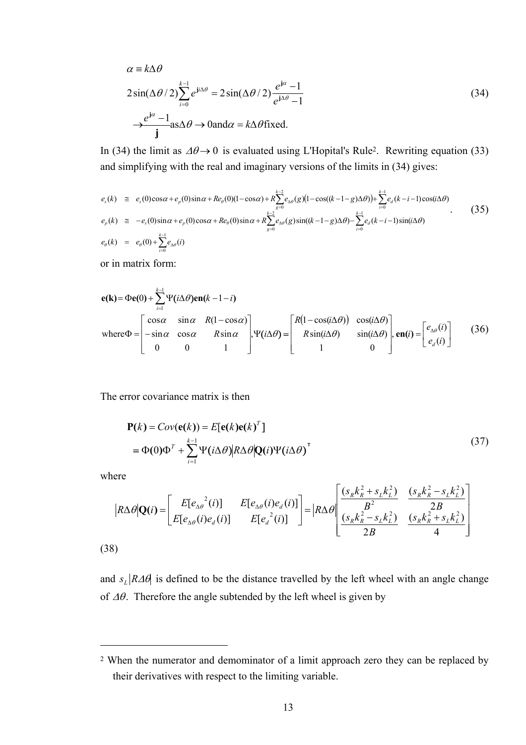$$
\begin{aligned}
&\alpha \equiv k\Delta\theta \\
&2\sin(\Delta\theta/2)\sum_{i=0}^{k-1} e^{\mathbf{j}i\Delta\theta} = 2\sin(\Delta\theta/2)\frac{e^{\mathbf{j}\alpha}-1}{e^{\mathbf{j}\Delta\theta}-1} \\
&\rightarrow \frac{e^{\mathbf{j}\alpha}-1}{\mathbf{j}} \text{as} \Delta\theta \rightarrow 0 \text{and} \alpha = k\Delta\theta \text{fixed.}
\end{aligned}
\tag{34}
$$

In (34) the limit as $\Delta\theta \rightarrow 0$ is evaluated using L'Hopital's Rule[2]. Rewriting equation (33) and simplifying with the real and imaginary versions of the limits in (34) gives:

$$
\begin{aligned}
e_s(k) &\cong e_s(0)\cos\alpha + e_p(0)\sin\alpha + Re_\theta(0)(1-\cos\alpha) + R\sum_{g=0}^{k-2} e_{\Delta\theta}(g)\big(1-\cos((k-1-g)\Delta\theta)\big) + \sum_{i=0}^{k-1} e_d(k-i-1)\cos(i\Delta\theta) \\
e_p(k) &\cong -e_s(0)\sin\alpha + e_p(0)\cos\alpha + Re_\theta(0)\sin\alpha + R\sum_{g=0}^{k-2} e_{\Delta\theta}(g)\sin((k-1-g)\Delta\theta) - \sum_{i=0}^{k-1} e_d(k-i-1)\sin(i\Delta\theta) \\
e_\theta(k) &= e_\theta(0) + \sum_{i=0}^{k-1} e_{\Delta\theta}(i)
\end{aligned}
\tag{35}
$$

or in matrix form:

$$
\mathbf{e(k)} = \Phi\mathbf{e(0)} + \sum_{i=1}^{k-1} \Psi\mathbf{(}i\Delta\theta\mathbf{)en(}k-1-i\mathbf{)}
$$

$$
\text{where}\Phi = \begin{bmatrix} \cos\alpha & \sin\alpha & R(1-\cos\alpha) \\ -\sin\alpha & \cos\alpha & R\sin\alpha \\ 0 & 0 & 1 \end{bmatrix}, \Psi\mathbf{(}i\Delta\theta\mathbf{)} = \begin{bmatrix} R\big(1-\cos(i\Delta\theta)\big) & \cos(i\Delta\theta) \\ R\sin(i\Delta\theta) & \sin(i\Delta\theta) \\ 1 & 0 \end{bmatrix}, \mathbf{en(}i\mathbf{)} = \begin{bmatrix} e_{\Delta\theta}(i) \\ e_d(i) \end{bmatrix}
\tag{36}
$$

The error covariance matrix is then

$$
\begin{aligned}
\mathbf{P(}k\mathbf{)} &= Cov(\mathbf{e(}k\mathbf{)}) = E[\mathbf{e(}k\mathbf{)e(}k\mathbf{)}^T] \\
&= \Phi\mathbf{(0)}\Phi^T + \sum_{i=1}^{k-1} \Psi\mathbf{(}i\Delta\theta\mathbf{)}|R\Delta\theta|\mathbf{Q(}i\mathbf{)}\Psi\mathbf{(}i\Delta\theta\mathbf{)}^{\mathrm{T}}
\end{aligned}
\tag{37}
$$

where

$$
|R\Delta\theta|\mathbf{Q(}i\mathbf{)} = \begin{bmatrix} E[e_{\Delta\theta}{}^2(i)] & E[e_{\Delta\theta}(i)e_d(i)] \\ E[e_{\Delta\theta}(i)e_d(i)] & E[e_d{}^2(i)] \end{bmatrix} = |R\Delta\theta| \begin{bmatrix} \dfrac{(s_R k_R^2 + s_L k_L^2)}{B^2} & \dfrac{(s_R k_R^2 - s_L k_L^2)}{2B} \\ \dfrac{(s_R k_R^2 - s_L k_L^2)}{2B} & \dfrac{(s_R k_R^2 + s_L k_L^2)}{4} \end{bmatrix}
$$

(38)

and $s_L|R\Delta\theta|$ is defined to be the distance travelled by the left wheel with an angle change of $\Delta\theta$. Therefore the angle subtended by the left wheel is given by

---

[2] When the numerator and demominator of a limit approach zero they can be replaced by their derivatives with respect to the limiting variable.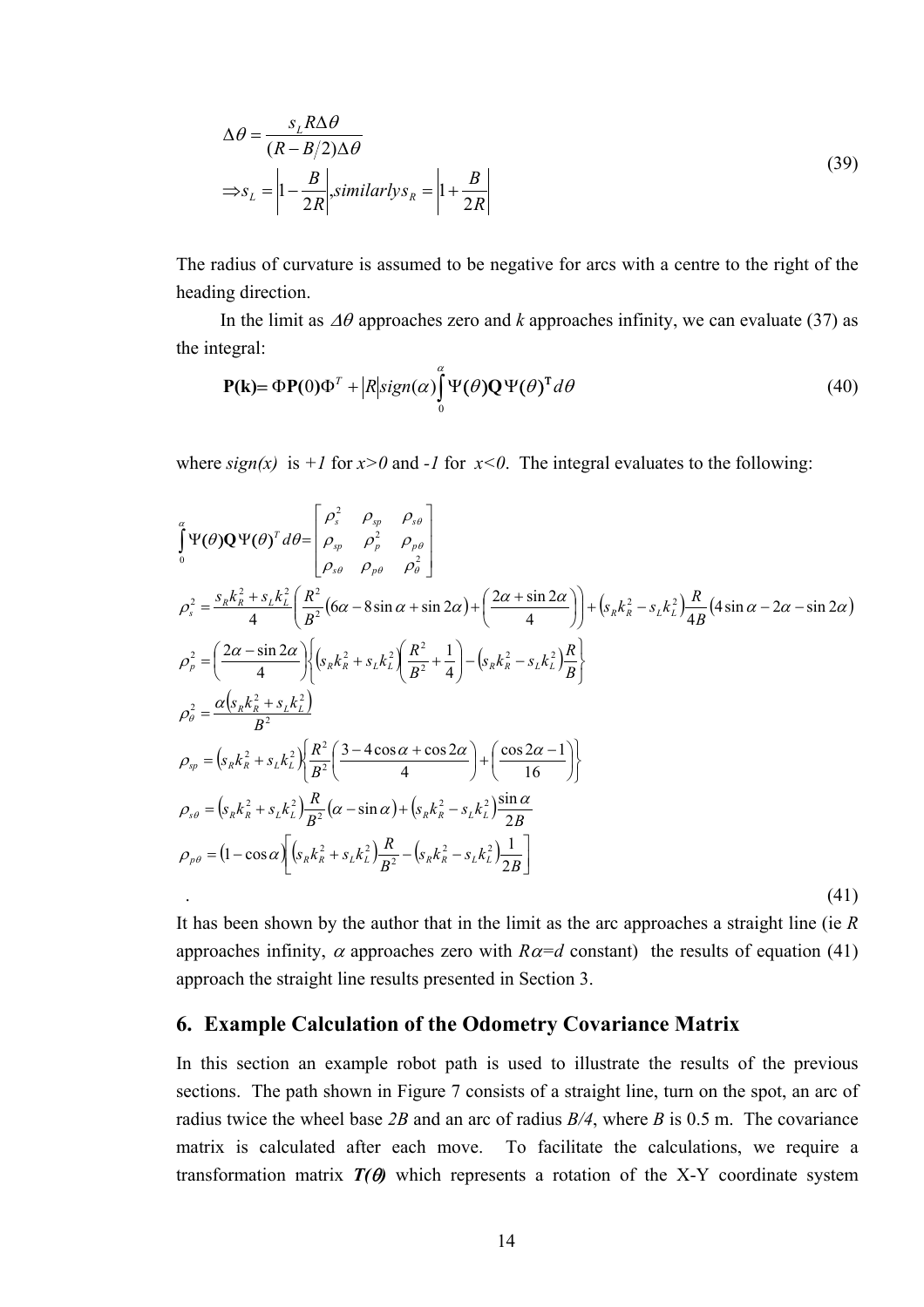$$
\begin{aligned}
&\Delta\theta = \frac{s_L R \Delta\theta}{(R - B/2)\Delta\theta} \\
&\Rightarrow s_L = \left|1 - \frac{B}{2R}\right|, similarly\, s_R = \left|1 + \frac{B}{2R}\right|
\end{aligned}
\tag{39}
$$

The radius of curvature is assumed to be negative for arcs with a centre to the right of the heading direction.

In the limit as $\Delta\theta$ approaches zero and $k$ approaches infinity, we can evaluate (37) as the integral:

$$
\mathbf{P(k)} = \Phi \mathbf{P}(0)\Phi^T + |R| sign(\alpha) \int_0^{\alpha} \Psi(\theta)\mathbf{Q}\,\Psi(\theta)^{\mathbf{T}} d\theta \tag{40}
$$

where $sign(x)$ is $+1$ for $x>0$ and $-1$ for $x<0$. The integral evaluates to the following:

$$
\int_0^{\alpha} \Psi(\theta)\mathbf{Q}\,\Psi(\theta)^T d\theta = \begin{bmatrix} \rho_s^2 & \rho_{sp} & \rho_{s\theta} \\ \rho_{sp} & \rho_p^2 & \rho_{p\theta} \\ \rho_{s\theta} & \rho_{p\theta} & \rho_\theta^2 \end{bmatrix}
$$

$$
\rho_s^2 = \frac{s_R k_R^2 + s_L k_L^2}{4}\left(\frac{R^2}{B^2}(6\alpha - 8\sin\alpha + \sin 2\alpha) + \left(\frac{2\alpha + \sin 2\alpha}{4}\right)\right) + \left(s_R k_R^2 - s_L k_L^2\right)\frac{R}{4B}(4\sin\alpha - 2\alpha - \sin 2\alpha)
$$

$$
\rho_p^2 = \left(\frac{2\alpha - \sin 2\alpha}{4}\right)\left\{\left(s_R k_R^2 + s_L k_L^2\right)\left(\frac{R^2}{B^2} + \frac{1}{4}\right) - \left(s_R k_R^2 - s_L k_L^2\right)\frac{R}{B}\right\}
$$

$$
\rho_\theta^2 = \frac{\alpha\left(s_R k_R^2 + s_L k_L^2\right)}{B^2}
$$

$$
\rho_{sp} = \left(s_R k_R^2 + s_L k_L^2\right)\left\{\frac{R^2}{B^2}\left(\frac{3 - 4\cos\alpha + \cos 2\alpha}{4}\right) + \left(\frac{\cos 2\alpha - 1}{16}\right)\right\}
$$

$$
\rho_{s\theta} = \left(s_R k_R^2 + s_L k_L^2\right)\frac{R}{B^2}(\alpha - \sin\alpha) + \left(s_R k_R^2 - s_L k_L^2\right)\frac{\sin\alpha}{2B}
$$

$$
\rho_{p\theta} = (1 - \cos\alpha)\left[\left(s_R k_R^2 + s_L k_L^2\right)\frac{R}{B^2} - \left(s_R k_R^2 - s_L k_L^2\right)\frac{1}{2B}\right]
$$

$$
. \tag{41}
$$

It has been shown by the author that in the limit as the arc approaches a straight line (ie $R$ approaches infinity, $\alpha$ approaches zero with $R\alpha = d$ constant) the results of equation (41) approach the straight line results presented in Section 3.

## 6. Example Calculation of the Odometry Covariance Matrix

In this section an example robot path is used to illustrate the results of the previous sections. The path shown in Figure 7 consists of a straight line, turn on the spot, an arc of radius twice the wheel base $2B$ and an arc of radius $B/4$, where $B$ is 0.5 m. The covariance matrix is calculated after each move. To facilitate the calculations, we require a transformation matrix $\boldsymbol{T(\theta)}$ which represents a rotation of the X-Y coordinate system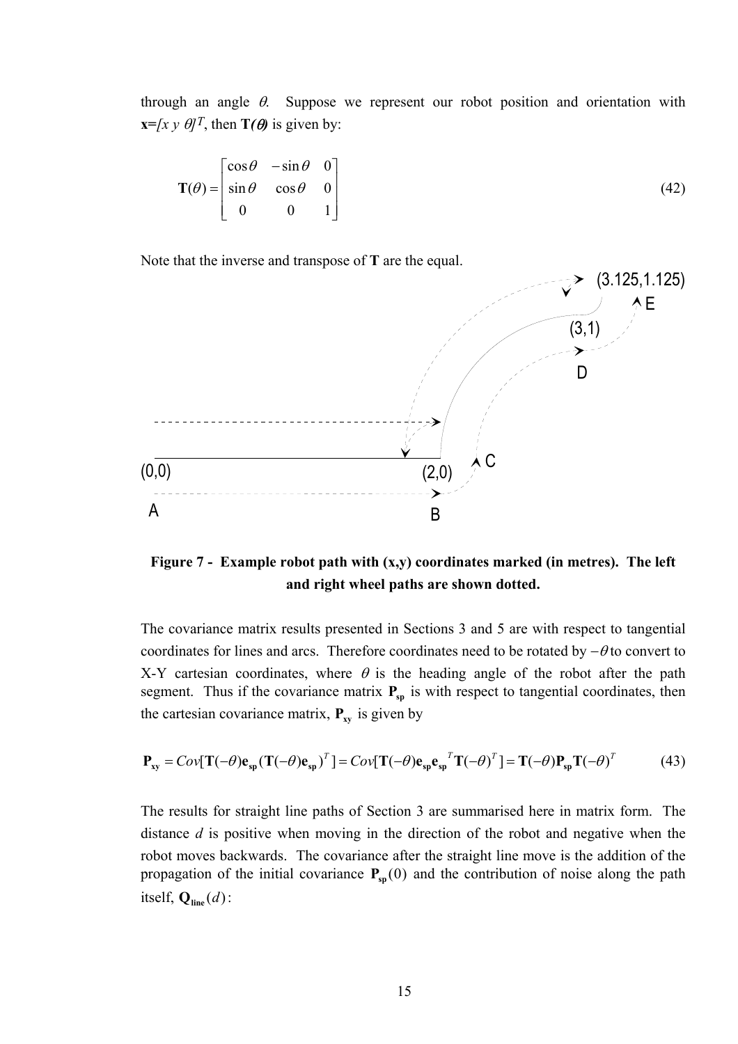through an angle $\theta$. Suppose we represent our robot position and orientation with $\mathbf{x}=[x\ y\ \theta]^T$, then $\mathbf{T}(\theta)$ is given by:

$$\mathbf{T}(\theta) = \begin{bmatrix} \cos\theta & -\sin\theta & 0 \\ \sin\theta & \cos\theta & 0 \\ 0 & 0 & 1 \end{bmatrix} \tag{42}$$

Note that the inverse and transpose of **T** are the equal.

**Figure 7 - Example robot path with (x,y) coordinates marked (in metres). The left and right wheel paths are shown dotted.**

The covariance matrix results presented in Sections 3 and 5 are with respect to tangential coordinates for lines and arcs. Therefore coordinates need to be rotated by $-\theta$ to convert to X-Y cartesian coordinates, where $\theta$ is the heading angle of the robot after the path segment. Thus if the covariance matrix $\mathbf{P_{sp}}$ is with respect to tangential coordinates, then the cartesian covariance matrix, $\mathbf{P_{xy}}$ is given by

$$\mathbf{P_{xy}} = Cov[\mathbf{T}(-\theta)\mathbf{e_{sp}}(\mathbf{T}(-\theta)\mathbf{e_{sp}})^T] = Cov[\mathbf{T}(-\theta)\mathbf{e_{sp}}\mathbf{e_{sp}}^T\mathbf{T}(-\theta)^T] = \mathbf{T}(-\theta)\mathbf{P_{sp}}\mathbf{T}(-\theta)^T \tag{43}$$

The results for straight line paths of Section 3 are summarised here in matrix form. The distance $d$ is positive when moving in the direction of the robot and negative when the robot moves backwards. The covariance after the straight line move is the addition of the propagation of the initial covariance $\mathbf{P_{sp}}(0)$ and the contribution of noise along the path itself, $\mathbf{Q_{line}}(d)$: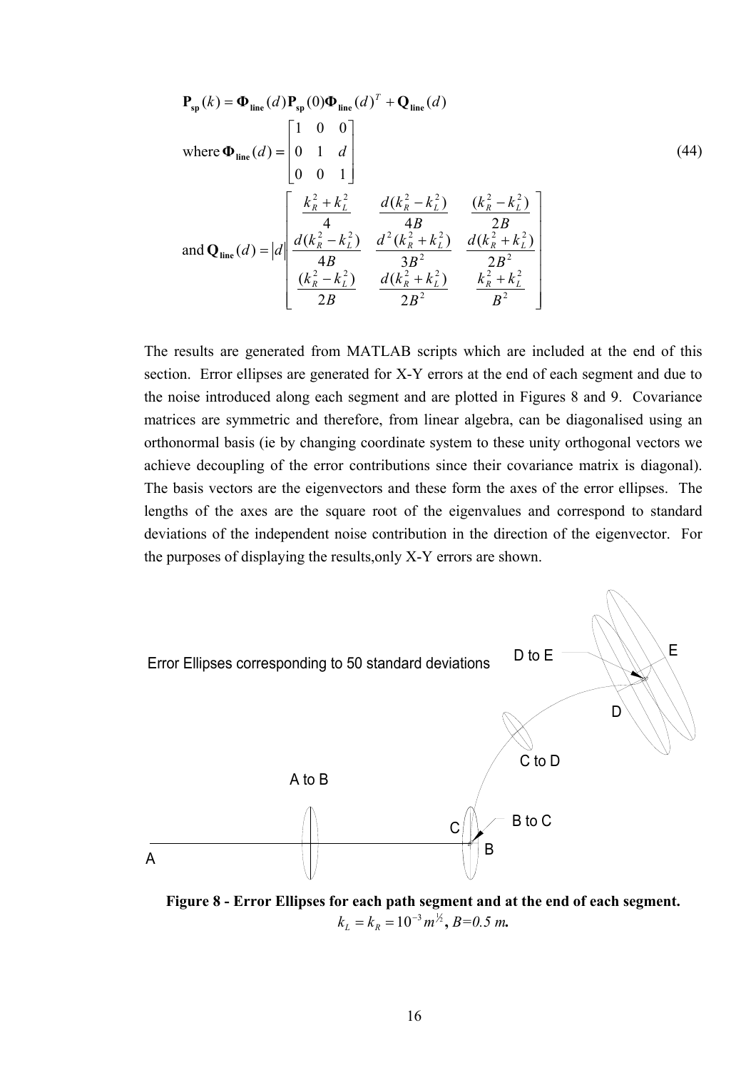$$\mathbf{P_{sp}}(k) = \mathbf{\Phi_{line}}(d)\mathbf{P_{sp}}(0)\mathbf{\Phi_{line}}(d)^T + \mathbf{Q_{line}}(d)$$

$$\text{where } \mathbf{\Phi_{line}}(d) = \begin{bmatrix} 1 & 0 & 0 \\ 0 & 1 & d \\ 0 & 0 & 1 \end{bmatrix} \tag{44}$$

$$\text{and } \mathbf{Q_{line}}(d) = |d| \begin{bmatrix} \frac{k_R^2 + k_L^2}{4} & \frac{d(k_R^2 - k_L^2)}{4B} & \frac{(k_R^2 - k_L^2)}{2B} \\ \frac{d(k_R^2 - k_L^2)}{4B} & \frac{d^2(k_R^2 + k_L^2)}{3B^2} & \frac{d(k_R^2 + k_L^2)}{2B^2} \\ \frac{(k_R^2 - k_L^2)}{2B} & \frac{d(k_R^2 + k_L^2)}{2B^2} & \frac{k_R^2 + k_L^2}{B^2} \end{bmatrix}$$

The results are generated from MATLAB scripts which are included at the end of this section. Error ellipses are generated for X-Y errors at the end of each segment and due to the noise introduced along each segment and are plotted in Figures 8 and 9. Covariance matrices are symmetric and therefore, from linear algebra, can be diagonalised using an orthonormal basis (ie by changing coordinate system to these unity orthogonal vectors we achieve decoupling of the error contributions since their covariance matrix is diagonal). The basis vectors are the eigenvectors and these form the axes of the error ellipses. The lengths of the axes are the square root of the eigenvalues and correspond to standard deviations of the independent noise contribution in the direction of the eigenvector. For the purposes of displaying the results,only X-Y errors are shown.

Error Ellipses corresponding to 50 standard deviations

**Figure 8 - Error Ellipses for each path segment and at the end of each segment.** $k_L = k_R = 10^{-3} m^{1/2}$**, *B=0.5 m*.**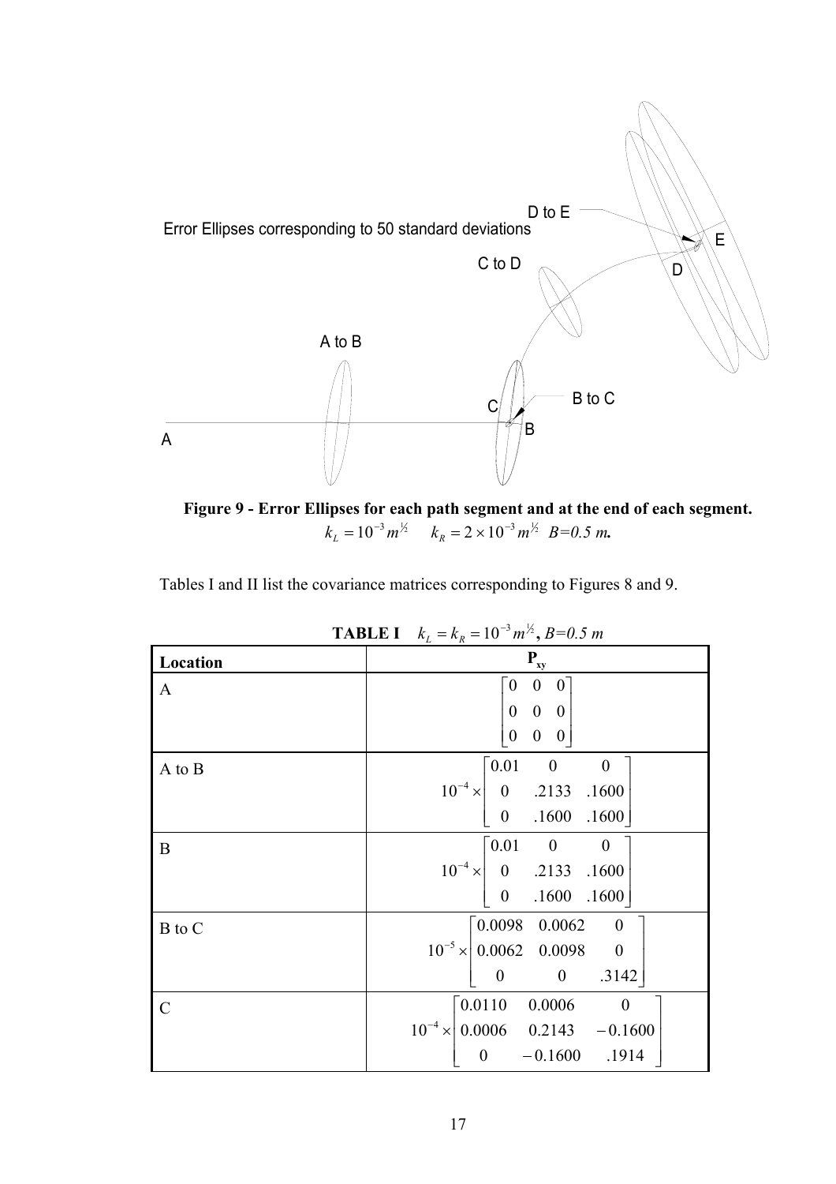Error Ellipses corresponding to 50 standard deviations

**Figure 9 - Error Ellipses for each path segment and at the end of each segment.** $k_L = 10^{-3}\, m^{1/2}$ $k_R = 2\times 10^{-3}\, m^{1/2}$ *B=0.5 m.*

Tables I and II list the covariance matrices corresponding to Figures 8 and 9.

**TABLE I** $k_L = k_R = 10^{-3}\, m^{1/2}$, *B=0.5 m*

| Location | $\mathbf{P}_{xy}$ |
|---|---|
| A | $\begin{bmatrix} 0 & 0 & 0 \\ 0 & 0 & 0 \\ 0 & 0 & 0 \end{bmatrix}$ |
| A to B | $10^{-4} \times \begin{bmatrix} 0.01 & 0 & 0 \\ 0 & .2133 & .1600 \\ 0 & .1600 & .1600 \end{bmatrix}$ |
| B | $10^{-4} \times \begin{bmatrix} 0.01 & 0 & 0 \\ 0 & .2133 & .1600 \\ 0 & .1600 & .1600 \end{bmatrix}$ |
| B to C | $10^{-5} \times \begin{bmatrix} 0.0098 & 0.0062 & 0 \\ 0.0062 & 0.0098 & 0 \\ 0 & 0 & .3142 \end{bmatrix}$ |
| C | $10^{-4} \times \begin{bmatrix} 0.0110 & 0.0006 & 0 \\ 0.0006 & 0.2143 & -0.1600 \\ 0 & -0.1600 & .1914 \end{bmatrix}$ |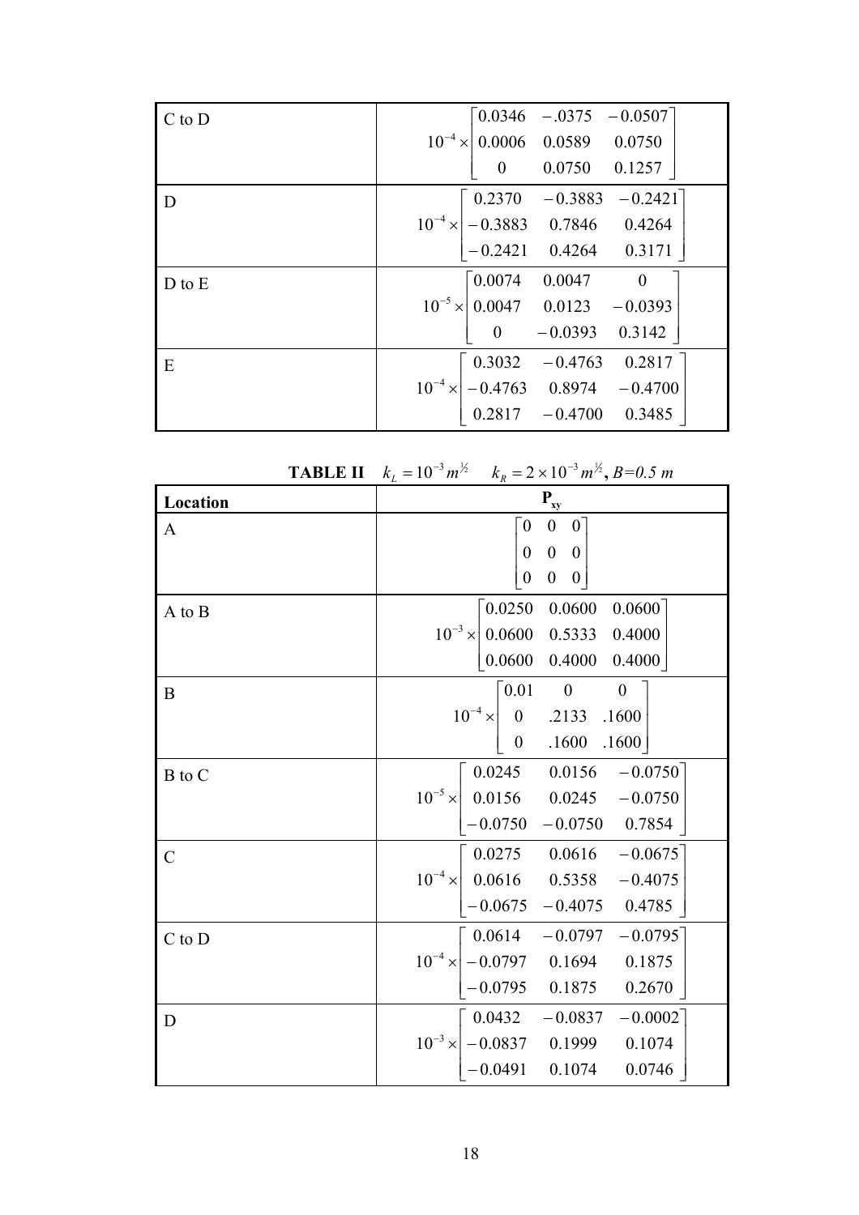| | |
|---|---|
| C to D | $10^{-4} \times \begin{bmatrix} 0.0346 & -.0375 & -0.0507 \\ 0.0006 & 0.0589 & 0.0750 \\ 0 & 0.0750 & 0.1257 \end{bmatrix}$ |
| D | $10^{-4} \times \begin{bmatrix} 0.2370 & -0.3883 & -0.2421 \\ -0.3883 & 0.7846 & 0.4264 \\ -0.2421 & 0.4264 & 0.3171 \end{bmatrix}$ |
| D to E | $10^{-5} \times \begin{bmatrix} 0.0074 & 0.0047 & 0 \\ 0.0047 & 0.0123 & -0.0393 \\ 0 & -0.0393 & 0.3142 \end{bmatrix}$ |
| E | $10^{-4} \times \begin{bmatrix} 0.3032 & -0.4763 & 0.2817 \\ -0.4763 & 0.8974 & -0.4700 \\ 0.2817 & -0.4700 & 0.3485 \end{bmatrix}$ |

**TABLE II** $k_L = 10^{-3} m^{1/2}$ $k_R = 2 \times 10^{-3} m^{1/2}$, *B=0.5 m*

| Location | $\mathbf{P_{xy}}$ |
|---|---|
| A | $\begin{bmatrix} 0 & 0 & 0 \\ 0 & 0 & 0 \\ 0 & 0 & 0 \end{bmatrix}$ |
| A to B | $10^{-3} \times \begin{bmatrix} 0.0250 & 0.0600 & 0.0600 \\ 0.0600 & 0.5333 & 0.4000 \\ 0.0600 & 0.4000 & 0.4000 \end{bmatrix}$ |
| B | $10^{-4} \times \begin{bmatrix} 0.01 & 0 & 0 \\ 0 & .2133 & .1600 \\ 0 & .1600 & .1600 \end{bmatrix}$ |
| B to C | $10^{-5} \times \begin{bmatrix} 0.0245 & 0.0156 & -0.0750 \\ 0.0156 & 0.0245 & -0.0750 \\ -0.0750 & -0.0750 & 0.7854 \end{bmatrix}$ |
| C | $10^{-4} \times \begin{bmatrix} 0.0275 & 0.0616 & -0.0675 \\ 0.0616 & 0.5358 & -0.4075 \\ -0.0675 & -0.4075 & 0.4785 \end{bmatrix}$ |
| C to D | $10^{-4} \times \begin{bmatrix} 0.0614 & -0.0797 & -0.0795 \\ -0.0797 & 0.1694 & 0.1875 \\ -0.0795 & 0.1875 & 0.2670 \end{bmatrix}$ |
| D | $10^{-3} \times \begin{bmatrix} 0.0432 & -0.0837 & -0.0002 \\ -0.0837 & 0.1999 & 0.1074 \\ -0.0491 & 0.1074 & 0.0746 \end{bmatrix}$ |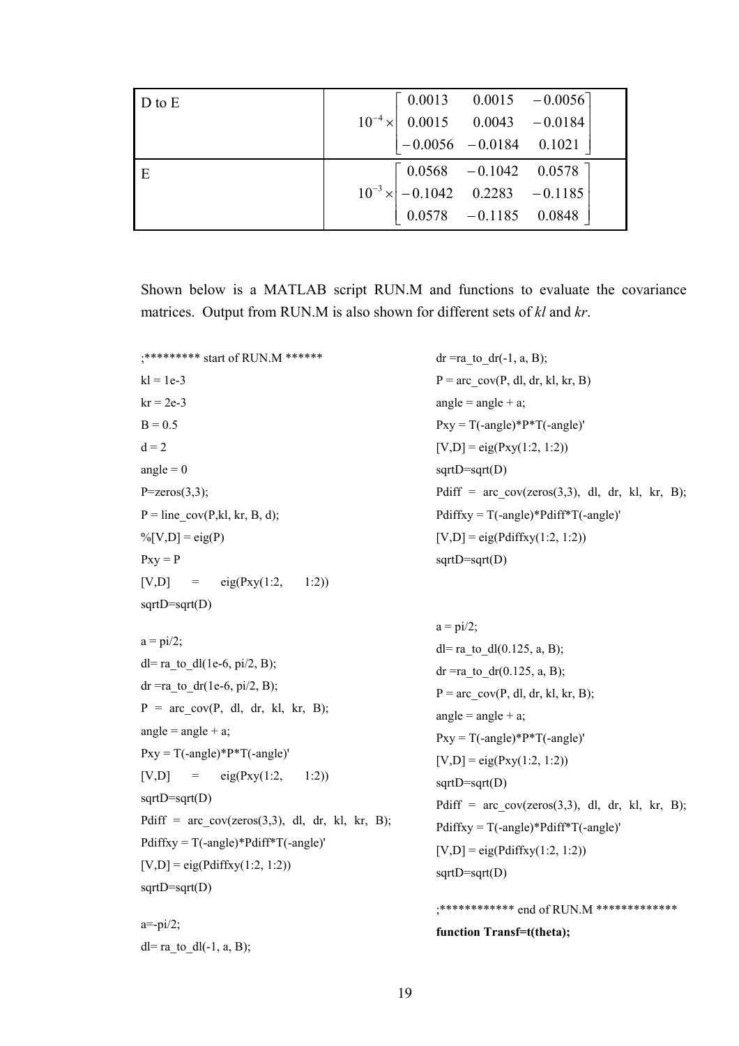| D to E | $10^{-4} \times \begin{bmatrix} 0.0013 & 0.0015 & -0.0056 \\ 0.0015 & 0.0043 & -0.0184 \\ -0.0056 & -0.0184 & 0.1021 \end{bmatrix}$ |
|---|---|
| E | $10^{-3} \times \begin{bmatrix} 0.0568 & -0.1042 & 0.0578 \\ -0.1042 & 0.2283 & -0.1185 \\ 0.0578 & -0.1185 & 0.0848 \end{bmatrix}$ |

Shown below is a MATLAB script RUN.M and functions to evaluate the covariance matrices. Output from RUN.M is also shown for different sets of *kl* and *kr*.

```
;********* start of RUN.M ******
kl = 1e-3
kr = 2e-3
B = 0.5
d = 2
angle = 0
P=zeros(3,3);
P = line_cov(P,kl, kr, B, d);
%[V,D] = eig(P)
Pxy = P
[V,D]    =    eig(Pxy(1:2,    1:2))
sqrtD=sqrt(D)

a = pi/2;
dl= ra_to_dl(1e-6, pi/2, B);
dr =ra_to_dr(1e-6, pi/2, B);
P  =  arc_cov(P,  dl,  dr,  kl,  kr,  B);
angle = angle + a;
Pxy = T(-angle)*P*T(-angle)'
[V,D]    =    eig(Pxy(1:2,    1:2))
sqrtD=sqrt(D)
Pdiff  =  arc_cov(zeros(3,3),  dl,  dr,  kl,  kr,  B);
Pdiffxy = T(-angle)*Pdiff*T(-angle)'
[V,D] = eig(Pdiffxy(1:2, 1:2))
sqrtD=sqrt(D)

a=-pi/2;
dl= ra_to_dl(-1, a, B);
dr =ra_to_dr(-1, a, B);
P = arc_cov(P, dl, dr, kl, kr, B)
angle = angle + a;
Pxy = T(-angle)*P*T(-angle)'
[V,D] = eig(Pxy(1:2, 1:2))
sqrtD=sqrt(D)
Pdiff  =  arc_cov(zeros(3,3),  dl,  dr,  kl,  kr,  B);
Pdiffxy = T(-angle)*Pdiff*T(-angle)'
[V,D] = eig(Pdiffxy(1:2, 1:2))
sqrtD=sqrt(D)

a = pi/2;
dl= ra_to_dl(0.125, a, B);
dr =ra_to_dr(0.125, a, B);
P = arc_cov(P, dl, dr, kl, kr, B);
angle = angle + a;
Pxy = T(-angle)*P*T(-angle)'
[V,D] = eig(Pxy(1:2, 1:2))
sqrtD=sqrt(D)
Pdiff  =  arc_cov(zeros(3,3),  dl,  dr,  kl,  kr,  B);
Pdiffxy = T(-angle)*Pdiff*T(-angle)'
[V,D] = eig(Pdiffxy(1:2, 1:2))
sqrtD=sqrt(D)

;************ end of RUN.M *************
```

**function Transf=t(theta);**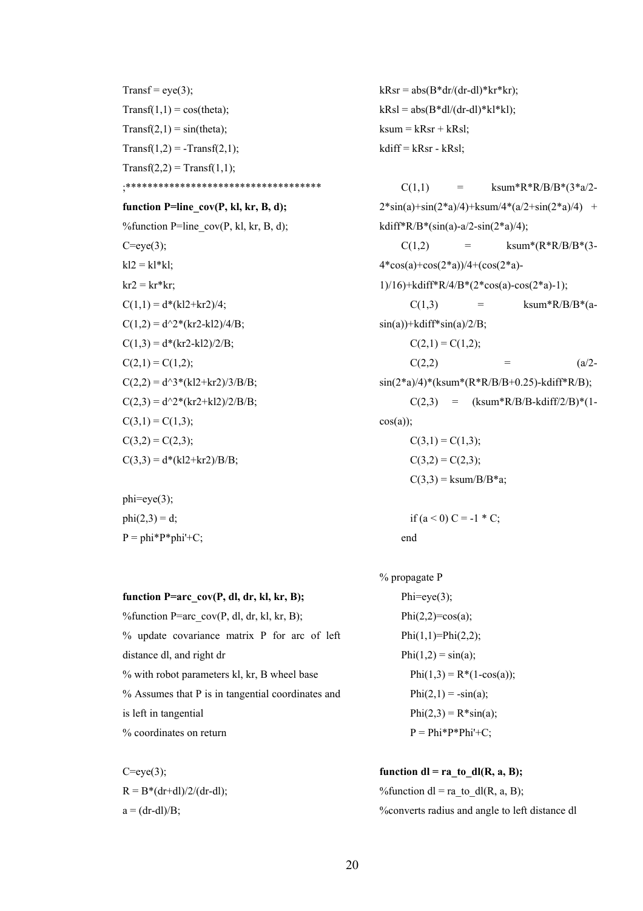```
Transf = eye(3);
Transf(1,1) = cos(theta);
Transf(2,1) = sin(theta);
Transf(1,2) = -Transf(2,1);
Transf(2,2) = Transf(1,1);
;************************************
```

**function P=line_cov(P, kl, kr, B, d);**

```
%function P=line_cov(P, kl, kr, B, d);
C=eye(3);
kl2 = kl*kl;
kr2 = kr*kr;
C(1,1) = d*(kl2+kr2)/4;
C(1,2) = d^2*(kr2-kl2)/4/B;
C(1,3) = d*(kr2-kl2)/2/B;
C(2,1) = C(1,2);
C(2,2) = d^3*(kl2+kr2)/3/B/B;
C(2,3) = d^2*(kr2+kl2)/2/B/B;
C(3,1) = C(1,3);
C(3,2) = C(2,3);
C(3,3) = d*(kl2+kr2)/B/B;

phi=eye(3);
phi(2,3) = d;
P = phi*P*phi'+C;
```

**function P=arc_cov(P, dl, dr, kl, kr, B);**

```
%function P=arc_cov(P, dl, dr, kl, kr, B);
% update covariance matrix P for arc of left distance dl, and right dr
% with robot parameters kl, kr, B wheel base
% Assumes that P is in tangential coordinates and is left in tangential
% coordinates on return

C=eye(3);
R = B*(dr+dl)/2/(dr-dl);
a = (dr-dl)/B;
kRsr = abs(B*dr/(dr-dl)*kr*kr);
kRsl = abs(B*dl/(dr-dl)*kl*kl);
ksum = kRsr + kRsl;
kdiff = kRsr - kRsl;

    C(1,1) = ksum*R*R/B/B*(3*a/2-2*sin(a)+sin(2*a)/4)+ksum/4*(a/2+sin(2*a)/4) + kdiff*R/B*(sin(a)-a/2-sin(2*a)/4);
    C(1,2) = ksum*(R*R/B/B*(3-4*cos(a)+cos(2*a))/4+(cos(2*a)-1)/16)+kdiff*R/4/B*(2*cos(a)-cos(2*a)-1);
        C(1,3) = ksum*R/B/B*(a-sin(a))+kdiff*sin(a)/2/B;
        C(2,1) = C(1,2);
        C(2,2) = (a/2-sin(2*a)/4)*(ksum*(R*R/B/B+0.25)-kdiff*R/B);
        C(2,3) = (ksum*R/B/B-kdiff/2/B)*(1-cos(a));
        C(3,1) = C(1,3);
        C(3,2) = C(2,3);
        C(3,3) = ksum/B/B*a;

        if (a < 0) C = -1 * C;
    end

% propagate P
    Phi=eye(3);
    Phi(2,2)=cos(a);
    Phi(1,1)=Phi(2,2);
    Phi(1,2) = sin(a);
      Phi(1,3) = R*(1-cos(a));
      Phi(2,1) = -sin(a);
      Phi(2,3) = R*sin(a);
      P = Phi*P*Phi'+C;
```

**function dl = ra_to_dl(R, a, B);**

```
%function dl = ra_to_dl(R, a, B);
%converts radius and angle to left distance dl
```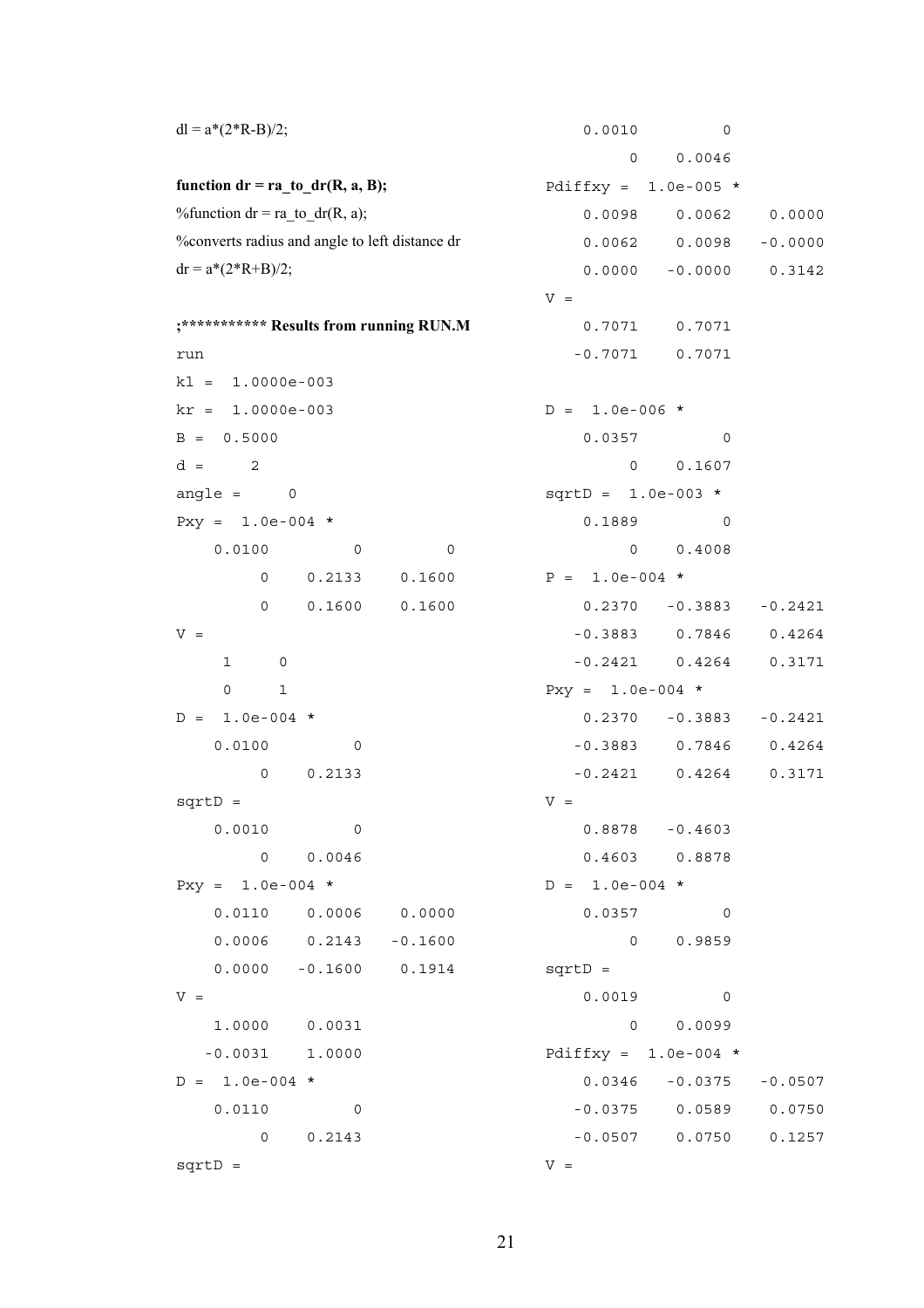```
dl = a*(2*R-B)/2;
```

**function dr = ra_to_dr(R, a, B);**

```
%function dr = ra_to_dr(R, a);
%converts radius and angle to left distance dr
dr = a*(2*R+B)/2;
```

**;*********** Results from running RUN.M**

```
run
kl =  1.0000e-003
kr =  1.0000e-003
B =  0.5000
d =     2
angle =     0
Pxy =  1.0e-004 *
    0.0100         0         0
         0    0.2133    0.1600
         0    0.1600    0.1600
V =
     1     0
     0     1
D =  1.0e-004 *
    0.0100         0
         0    0.2133
sqrtD =
    0.0010         0
         0    0.0046
Pxy =  1.0e-004 *
    0.0110    0.0006    0.0000
    0.0006    0.2143   -0.1600
    0.0000   -0.1600    0.1914
V =
    1.0000    0.0031
   -0.0031    1.0000
D =  1.0e-004 *
    0.0110         0
         0    0.2143
sqrtD =
    0.0010         0
         0    0.0046
Pdiffxy =  1.0e-005 *
    0.0098    0.0062    0.0000
    0.0062    0.0098   -0.0000
    0.0000   -0.0000    0.3142
V =
    0.7071    0.7071
   -0.7071    0.7071

D =  1.0e-006 *
    0.0357         0
         0    0.1607
sqrtD =  1.0e-003 *
    0.1889         0
         0    0.4008
P =  1.0e-004 *
    0.2370   -0.3883   -0.2421
   -0.3883    0.7846    0.4264
   -0.2421    0.4264    0.3171
Pxy =  1.0e-004 *
    0.2370   -0.3883   -0.2421
   -0.3883    0.7846    0.4264
   -0.2421    0.4264    0.3171
V =
    0.8878   -0.4603
    0.4603    0.8878
D =  1.0e-004 *
    0.0357         0
         0    0.9859
sqrtD =
    0.0019         0
         0    0.0099
Pdiffxy =  1.0e-004 *
    0.0346   -0.0375   -0.0507
   -0.0375    0.0589    0.0750
   -0.0507    0.0750    0.1257
V =
```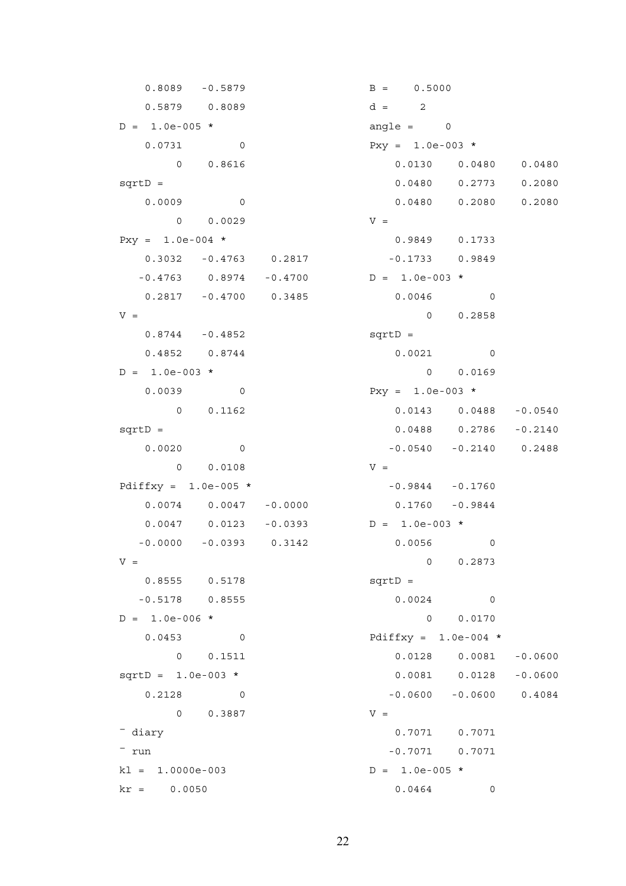```
    0.8089   -0.5879
    0.5879    0.8089
D =  1.0e-005 *
    0.0731         0
         0    0.8616
sqrtD =
    0.0009         0
         0    0.0029
Pxy =  1.0e-004 *
    0.3032   -0.4763    0.2817
   -0.4763    0.8974   -0.4700
    0.2817   -0.4700    0.3485
V =
    0.8744   -0.4852
    0.4852    0.8744
D =  1.0e-003 *
    0.0039         0
         0    0.1162
sqrtD =
    0.0020         0
         0    0.0108
Pdiffxy =  1.0e-005 *
    0.0074    0.0047   -0.0000
    0.0047    0.0123   -0.0393
   -0.0000   -0.0393    0.3142
V =
    0.8555    0.5178
   -0.5178    0.8555
D =  1.0e-006 *
    0.0453         0
         0    0.1511
sqrtD =  1.0e-003 *
    0.2128         0
         0    0.3887
» diary
» run
kl =  1.0000e-003
kr =    0.0050
B =    0.5000
d =     2
angle =     0
Pxy =  1.0e-003 *
    0.0130    0.0480    0.0480
    0.0480    0.2773    0.2080
    0.0480    0.2080    0.2080
V =
    0.9849    0.1733
   -0.1733    0.9849
D =  1.0e-003 *
    0.0046         0
         0    0.2858
sqrtD =
    0.0021         0
         0    0.0169
Pxy =  1.0e-003 *
    0.0143    0.0488   -0.0540
    0.0488    0.2786   -0.2140
   -0.0540   -0.2140    0.2488
V =
   -0.9844   -0.1760
    0.1760   -0.9844
D =  1.0e-003 *
    0.0056         0
         0    0.2873
sqrtD =
    0.0024         0
         0    0.0170
Pdiffxy =  1.0e-004 *
    0.0128    0.0081   -0.0600
    0.0081    0.0128   -0.0600
   -0.0600   -0.0600    0.4084
V =
    0.7071    0.7071
   -0.7071    0.7071
D =  1.0e-005 *
    0.0464         0
```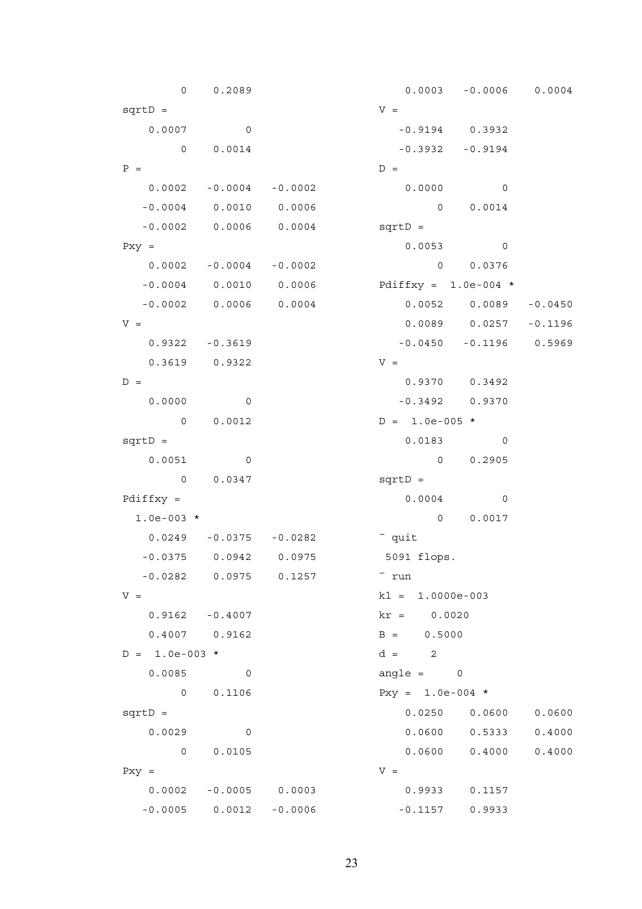```
         0    0.2089
sqrtD =
    0.0007         0
         0    0.0014
P =
    0.0002   -0.0004   -0.0002
   -0.0004    0.0010    0.0006
   -0.0002    0.0006    0.0004
Pxy =
    0.0002   -0.0004   -0.0002
   -0.0004    0.0010    0.0006
   -0.0002    0.0006    0.0004
V =
    0.9322   -0.3619
    0.3619    0.9322
D =
    0.0000         0
         0    0.0012
sqrtD =
    0.0051         0
         0    0.0347
Pdiffxy =
  1.0e-003 *
    0.0249   -0.0375   -0.0282
   -0.0375    0.0942    0.0975
   -0.0282    0.0975    0.1257
V =
    0.9162   -0.4007
    0.4007    0.9162
D =  1.0e-003 *
    0.0085         0
         0    0.1106
sqrtD =
    0.0029         0
         0    0.0105
Pxy =
    0.0002   -0.0005    0.0003
   -0.0005    0.0012   -0.0006
    0.0003   -0.0006    0.0004
V =
   -0.9194    0.3932
   -0.3932   -0.9194
D =
    0.0000         0
         0    0.0014
sqrtD =
    0.0053         0
         0    0.0376
Pdiffxy =  1.0e-004 *
    0.0052    0.0089   -0.0450
    0.0089    0.0257   -0.1196
   -0.0450   -0.1196    0.5969
V =
    0.9370    0.3492
   -0.3492    0.9370
D =  1.0e-005 *
    0.0183         0
         0    0.2905
sqrtD =
    0.0004         0
         0    0.0017
¯ quit
 5091 flops.
¯ run
kl =  1.0000e-003
kr =     0.0020
B =    0.5000
d =     2
angle =     0
Pxy =  1.0e-004 *
    0.0250    0.0600    0.0600
    0.0600    0.5333    0.4000
    0.0600    0.4000    0.4000
V =
    0.9933    0.1157
   -0.1157    0.9933
```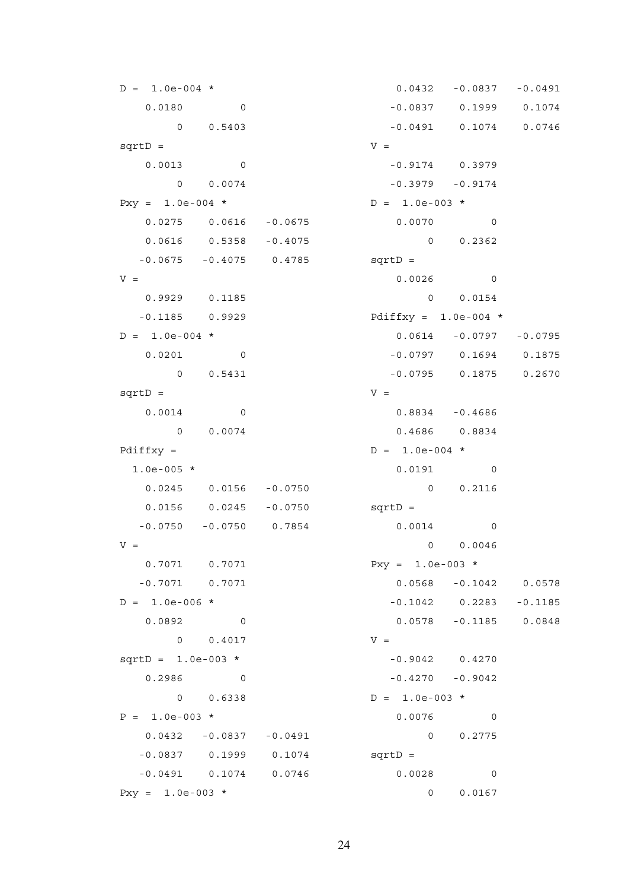```
D =  1.0e-004 *
    0.0180         0
         0    0.5403
sqrtD =
    0.0013         0
         0    0.0074
Pxy =  1.0e-004 *
    0.0275    0.0616   -0.0675
    0.0616    0.5358   -0.4075
   -0.0675   -0.4075    0.4785
V =
    0.9929    0.1185
   -0.1185    0.9929
D =  1.0e-004 *
    0.0201         0
         0    0.5431
sqrtD =
    0.0014         0
         0    0.0074
Pdiffxy =
  1.0e-005 *
    0.0245    0.0156   -0.0750
    0.0156    0.0245   -0.0750
   -0.0750   -0.0750    0.7854
V =
    0.7071    0.7071
   -0.7071    0.7071
D =  1.0e-006 *
    0.0892         0
         0    0.4017
sqrtD =  1.0e-003 *
    0.2986         0
         0    0.6338
P =  1.0e-003 *
    0.0432   -0.0837   -0.0491
   -0.0837    0.1999    0.1074
   -0.0491    0.1074    0.0746
Pxy =  1.0e-003 *
    0.0432   -0.0837   -0.0491
   -0.0837    0.1999    0.1074
   -0.0491    0.1074    0.0746
V =
   -0.9174    0.3979
   -0.3979   -0.9174
D =  1.0e-003 *
    0.0070         0
         0    0.2362
sqrtD =
    0.0026         0
         0    0.0154
Pdiffxy =  1.0e-004 *
    0.0614   -0.0797   -0.0795
   -0.0797    0.1694    0.1875
   -0.0795    0.1875    0.2670
V =
    0.8834   -0.4686
    0.4686    0.8834
D =  1.0e-004 *
    0.0191         0
         0    0.2116
sqrtD =
    0.0014         0
         0    0.0046
Pxy =  1.0e-003 *
    0.0568   -0.1042    0.0578
   -0.1042    0.2283   -0.1185
    0.0578   -0.1185    0.0848
V =
   -0.9042    0.4270
   -0.4270   -0.9042
D =  1.0e-003 *
    0.0076         0
         0    0.2775
sqrtD =
    0.0028         0
         0    0.0167
```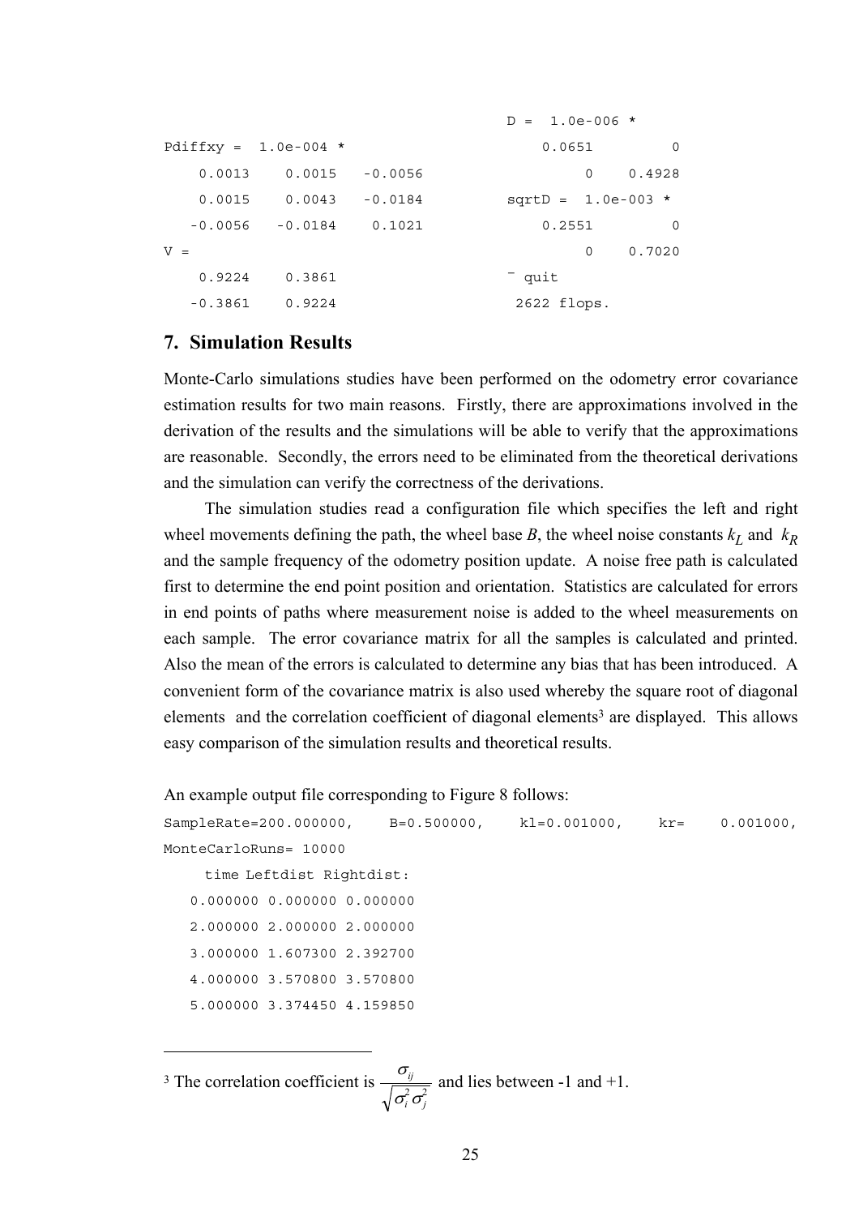```
Pdiffxy =  1.0e-004 *
    0.0013    0.0015   -0.0056
    0.0015    0.0043   -0.0184
   -0.0056   -0.0184    0.1021
V =
    0.9224    0.3861
   -0.3861    0.9224
```

```
D =  1.0e-006 *
    0.0651         0
         0    0.4928
sqrtD =  1.0e-003 *
    0.2551         0
         0    0.7020
» quit
 2622 flops.
```

## 7. Simulation Results

Monte-Carlo simulations studies have been performed on the odometry error covariance estimation results for two main reasons. Firstly, there are approximations involved in the derivation of the results and the simulations will be able to verify that the approximations are reasonable. Secondly, the errors need to be eliminated from the theoretical derivations and the simulation can verify the correctness of the derivations.

The simulation studies read a configuration file which specifies the left and right wheel movements defining the path, the wheel base $B$, the wheel noise constants $k_L$ and $k_R$ and the sample frequency of the odometry position update. A noise free path is calculated first to determine the end point position and orientation. Statistics are calculated for errors in end points of paths where measurement noise is added to the wheel measurements on each sample. The error covariance matrix for all the samples is calculated and printed. Also the mean of the errors is calculated to determine any bias that has been introduced. A convenient form of the covariance matrix is also used whereby the square root of diagonal elements and the correlation coefficient of diagonal elements[3] are displayed. This allows easy comparison of the simulation results and theoretical results.

An example output file corresponding to Figure 8 follows:

```
SampleRate=200.000000,    B=0.500000,    kl=0.001000,    kr=    0.001000,
MonteCarloRuns= 10000
     time Leftdist Rightdist:
   0.000000 0.000000 0.000000
   2.000000 2.000000 2.000000
   3.000000 1.607300 2.392700
   4.000000 3.570800 3.570800
   5.000000 3.374450 4.159850
```

[3] The correlation coefficient is $\frac{\sigma_{ij}}{\sqrt{\sigma_i^2 \sigma_j^2}}$ and lies between -1 and +1.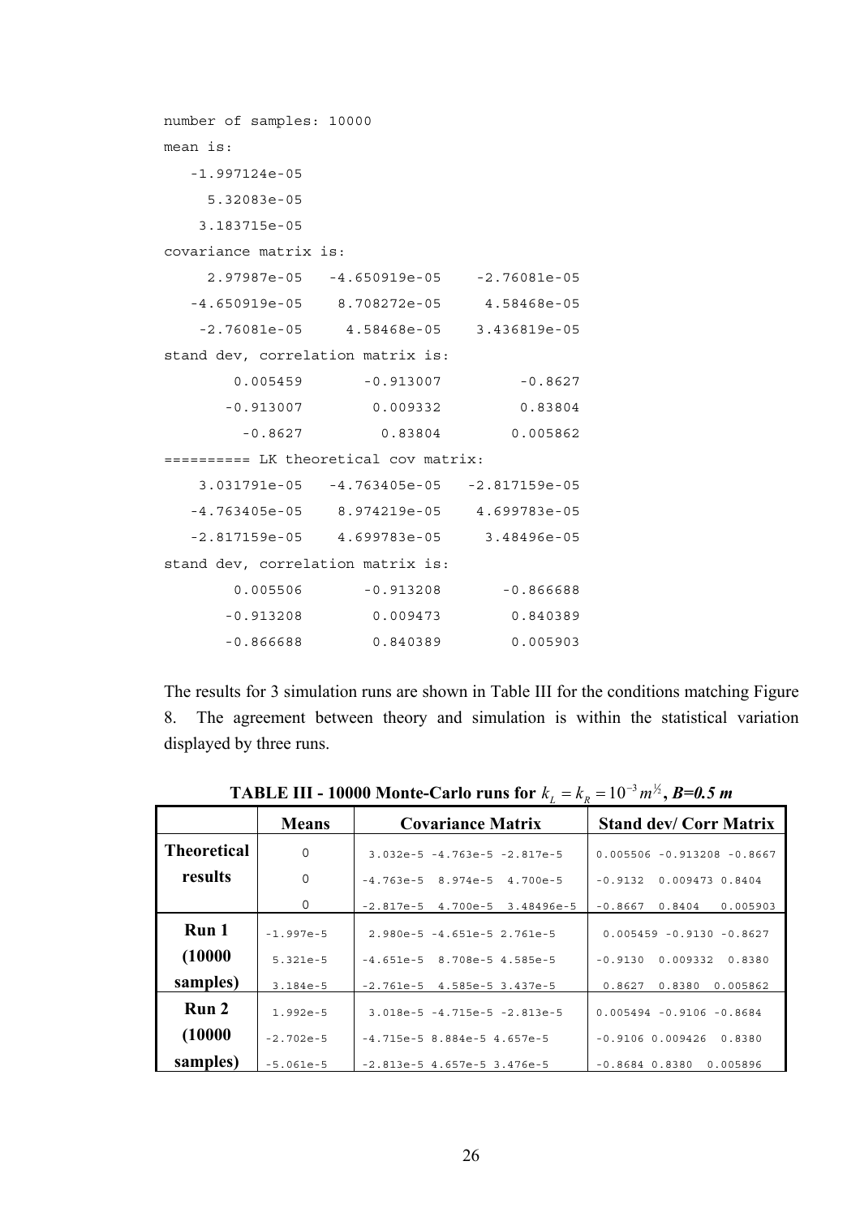```
number of samples: 10000
mean is:
   -1.997124e-05
     5.32083e-05
    3.183715e-05
covariance matrix is:
     2.97987e-05   -4.650919e-05    -2.76081e-05
   -4.650919e-05    8.708272e-05     4.58468e-05
    -2.76081e-05     4.58468e-05    3.436819e-05
stand dev, correlation matrix is:
        0.005459       -0.913007         -0.8627
       -0.913007        0.009332         0.83804
         -0.8627         0.83804        0.005862
========== LK theoretical cov matrix:
    3.031791e-05   -4.763405e-05   -2.817159e-05
   -4.763405e-05    8.974219e-05    4.699783e-05
   -2.817159e-05    4.699783e-05     3.48496e-05
stand dev, correlation matrix is:
        0.005506       -0.913208       -0.866688
       -0.913208        0.009473        0.840389
       -0.866688        0.840389        0.005903
```

The results for 3 simulation runs are shown in Table III for the conditions matching Figure 8. The agreement between theory and simulation is within the statistical variation displayed by three runs.

**TABLE III - 10000 Monte-Carlo runs for $k_L = k_R = 10^{-3}\, m^{1/2}$, *B=0.5 m***

| | Means | Covariance Matrix | Stand dev/ Corr Matrix |
|---|---|---|---|
| **Theoretical results** | 0<br>0<br>0 | 3.032e-5 -4.763e-5 -2.817e-5<br>-4.763e-5 8.974e-5 4.700e-5<br>-2.817e-5 4.700e-5 3.48496e-5 | 0.005506 -0.913208 -0.8667<br>-0.9132 0.009473 0.8404<br>-0.8667 0.8404 0.005903 |
| **Run 1 (10000 samples)** | -1.997e-5<br>5.321e-5<br>3.184e-5 | 2.980e-5 -4.651e-5 2.761e-5<br>-4.651e-5 8.708e-5 4.585e-5<br>-2.761e-5 4.585e-5 3.437e-5 | 0.005459 -0.9130 -0.8627<br>-0.9130 0.009332 0.8380<br>0.8627 0.8380 0.005862 |
| **Run 2 (10000 samples)** | 1.992e-5<br>-2.702e-5<br>-5.061e-5 | 3.018e-5 -4.715e-5 -2.813e-5<br>-4.715e-5 8.884e-5 4.657e-5<br>-2.813e-5 4.657e-5 3.476e-5 | 0.005494 -0.9106 -0.8684<br>-0.9106 0.009426 0.8380<br>-0.8684 0.8380 0.005896 |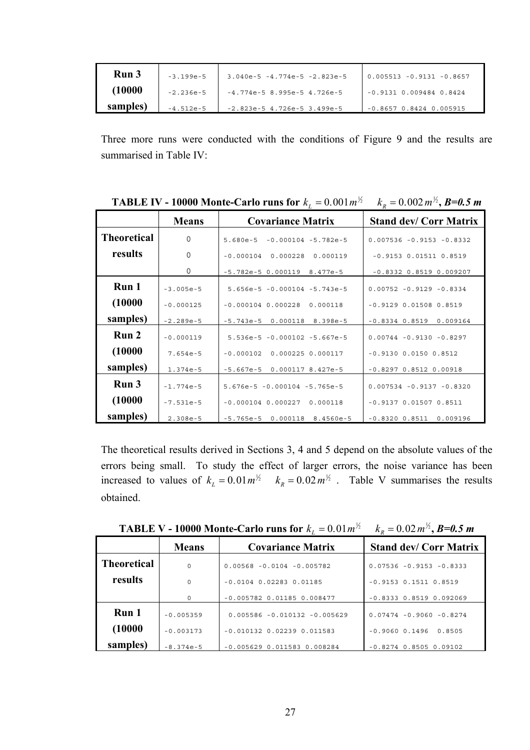| Run 3 (10000 samples) | -3.199e-5<br>-2.236e-5<br>-4.512e-5 | 3.040e-5 -4.774e-5 -2.823e-5<br>-4.774e-5 8.995e-5 4.726e-5<br>-2.823e-5 4.726e-5 3.499e-5 | 0.005513 -0.9131 -0.8657<br>-0.9131 0.009484 0.8424<br>-0.8657 0.8424 0.005915 |
|---|---|---|---|

Three more runs were conducted with the conditions of Figure 9 and the results are summarised in Table IV:

**TABLE IV - 10000 Monte-Carlo runs for $k_L = 0.001 m^{1/2}$ $k_R = 0.002 m^{1/2}$, *B=0.5 m***

| | Means | Covariance Matrix | Stand dev/ Corr Matrix |
|---|---|---|---|
| Theoretical results | 0<br>0<br>0 | 5.680e-5 -0.000104 -5.782e-5<br>-0.000104 0.000228 0.000119<br>-5.782e-5 0.000119 8.477e-5 | 0.007536 -0.9153 -0.8332<br>-0.9153 0.01511 0.8519<br>-0.8332 0.8519 0.009207 |
| Run 1 (10000 samples) | -3.005e-5<br>-0.000125<br>-2.289e-5 | 5.656e-5 -0.000104 -5.743e-5<br>-0.000104 0.000228 0.000118<br>-5.743e-5 0.000118 8.398e-5 | 0.00752 -0.9129 -0.8334<br>-0.9129 0.01508 0.8519<br>-0.8334 0.8519 0.009164 |
| Run 2 (10000 samples) | -0.000119<br>7.654e-5<br>1.374e-5 | 5.536e-5 -0.000102 -5.667e-5<br>-0.000102 0.000225 0.000117<br>-5.667e-5 0.000117 8.427e-5 | 0.00744 -0.9130 -0.8297<br>-0.9130 0.0150 0.8512<br>-0.8297 0.8512 0.00918 |
| Run 3 (10000 samples) | -1.774e-5<br>-7.531e-5<br>2.308e-5 | 5.676e-5 -0.000104 -5.765e-5<br>-0.000104 0.000227 0.000118<br>-5.765e-5 0.000118 8.4560e-5 | 0.007534 -0.9137 -0.8320<br>-0.9137 0.01507 0.8511<br>-0.8320 0.8511 0.009196 |

The theoretical results derived in Sections 3, 4 and 5 depend on the absolute values of the errors being small. To study the effect of larger errors, the noise variance has been increased to values of $k_L = 0.01 m^{1/2}$ $k_R = 0.02 m^{1/2}$. Table V summarises the results obtained.

**TABLE V - 10000 Monte-Carlo runs for $k_L = 0.01 m^{1/2}$ $k_R = 0.02 m^{1/2}$, *B=0.5 m***

| | Means | Covariance Matrix | Stand dev/ Corr Matrix |
|---|---|---|---|
| Theoretical results | 0<br>0<br>0 | 0.00568 -0.0104 -0.005782<br>-0.0104 0.02283 0.01185<br>-0.005782 0.01185 0.008477 | 0.07536 -0.9153 -0.8333<br>-0.9153 0.1511 0.8519<br>-0.8333 0.8519 0.092069 |
| Run 1 (10000 samples) | -0.005359<br>-0.003173<br>-8.374e-5 | 0.005586 -0.010132 -0.005629<br>-0.010132 0.02239 0.011583<br>-0.005629 0.011583 0.008284 | 0.07474 -0.9060 -0.8274<br>-0.9060 0.1496 0.8505<br>-0.8274 0.8505 0.09102 |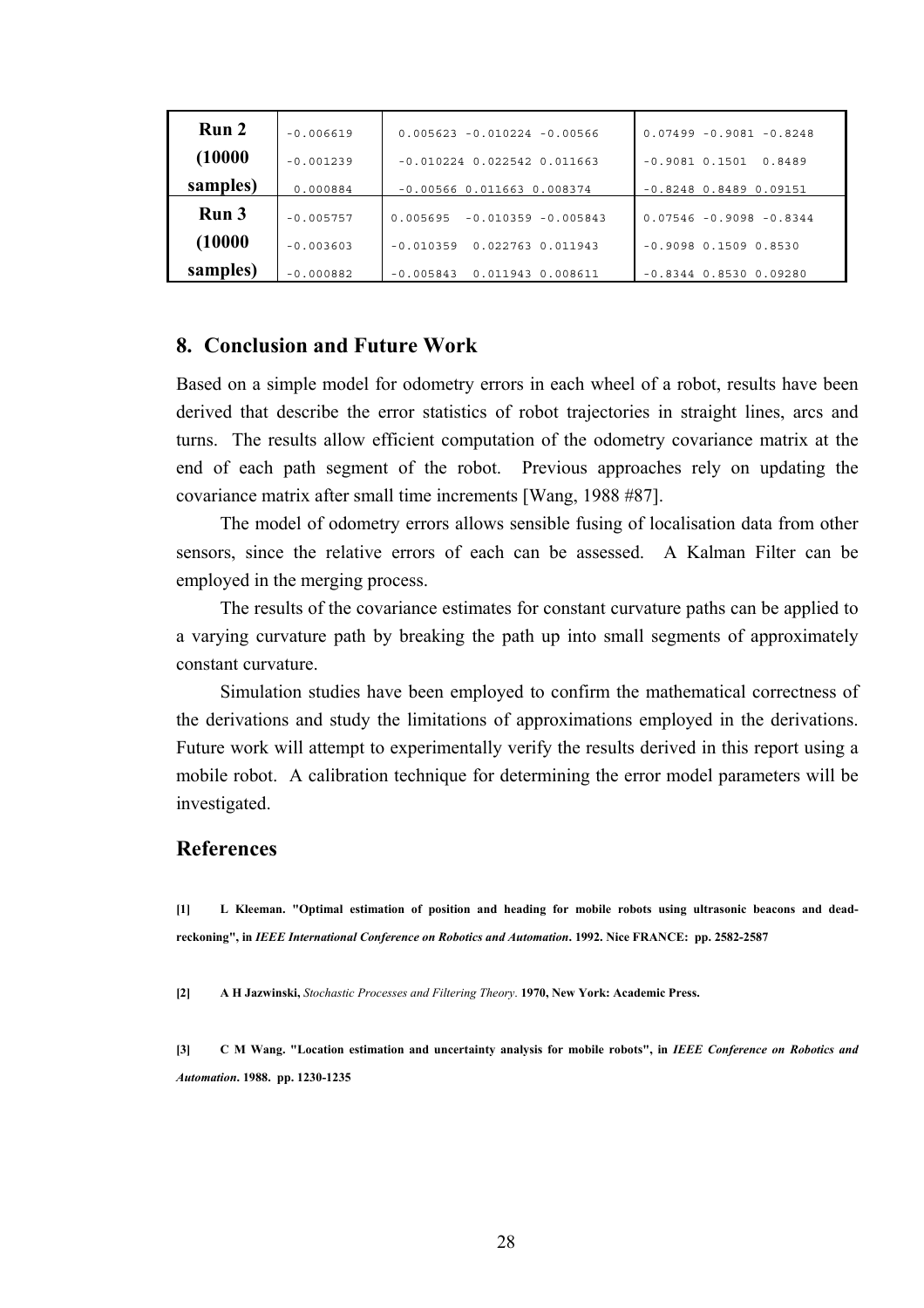| | | | |
|---|---|---|---|
| **Run 2 (10000 samples)** | -0.006619<br>-0.001239<br>0.000884 | 0.005623 -0.010224 -0.00566<br>-0.010224 0.022542 0.011663<br>-0.00566 0.011663 0.008374 | 0.07499 -0.9081 -0.8248<br>-0.9081 0.1501 0.8489<br>-0.8248 0.8489 0.09151 |
| **Run 3 (10000 samples)** | -0.005757<br>-0.003603<br>-0.000882 | 0.005695 -0.010359 -0.005843<br>-0.010359 0.022763 0.011943<br>-0.005843 0.011943 0.008611 | 0.07546 -0.9098 -0.8344<br>-0.9098 0.1509 0.8530<br>-0.8344 0.8530 0.09280 |

## 8. Conclusion and Future Work

Based on a simple model for odometry errors in each wheel of a robot, results have been derived that describe the error statistics of robot trajectories in straight lines, arcs and turns. The results allow efficient computation of the odometry covariance matrix at the end of each path segment of the robot. Previous approaches rely on updating the covariance matrix after small time increments [Wang, 1988 #87].

The model of odometry errors allows sensible fusing of localisation data from other sensors, since the relative errors of each can be assessed. A Kalman Filter can be employed in the merging process.

The results of the covariance estimates for constant curvature paths can be applied to a varying curvature path by breaking the path up into small segments of approximately constant curvature.

Simulation studies have been employed to confirm the mathematical correctness of the derivations and study the limitations of approximations employed in the derivations. Future work will attempt to experimentally verify the results derived in this report using a mobile robot. A calibration technique for determining the error model parameters will be investigated.

## References

**[1] L Kleeman. "Optimal estimation of position and heading for mobile robots using ultrasonic beacons and dead-reckoning", in *IEEE International Conference on Robotics and Automation*. 1992. Nice FRANCE: pp. 2582-2587**

**[2] A H Jazwinski,** *Stochastic Processes and Filtering Theory*. **1970, New York: Academic Press.**

**[3] C M Wang. "Location estimation and uncertainty analysis for mobile robots", in *IEEE Conference on Robotics and Automation*. 1988. pp. 1230-1235**